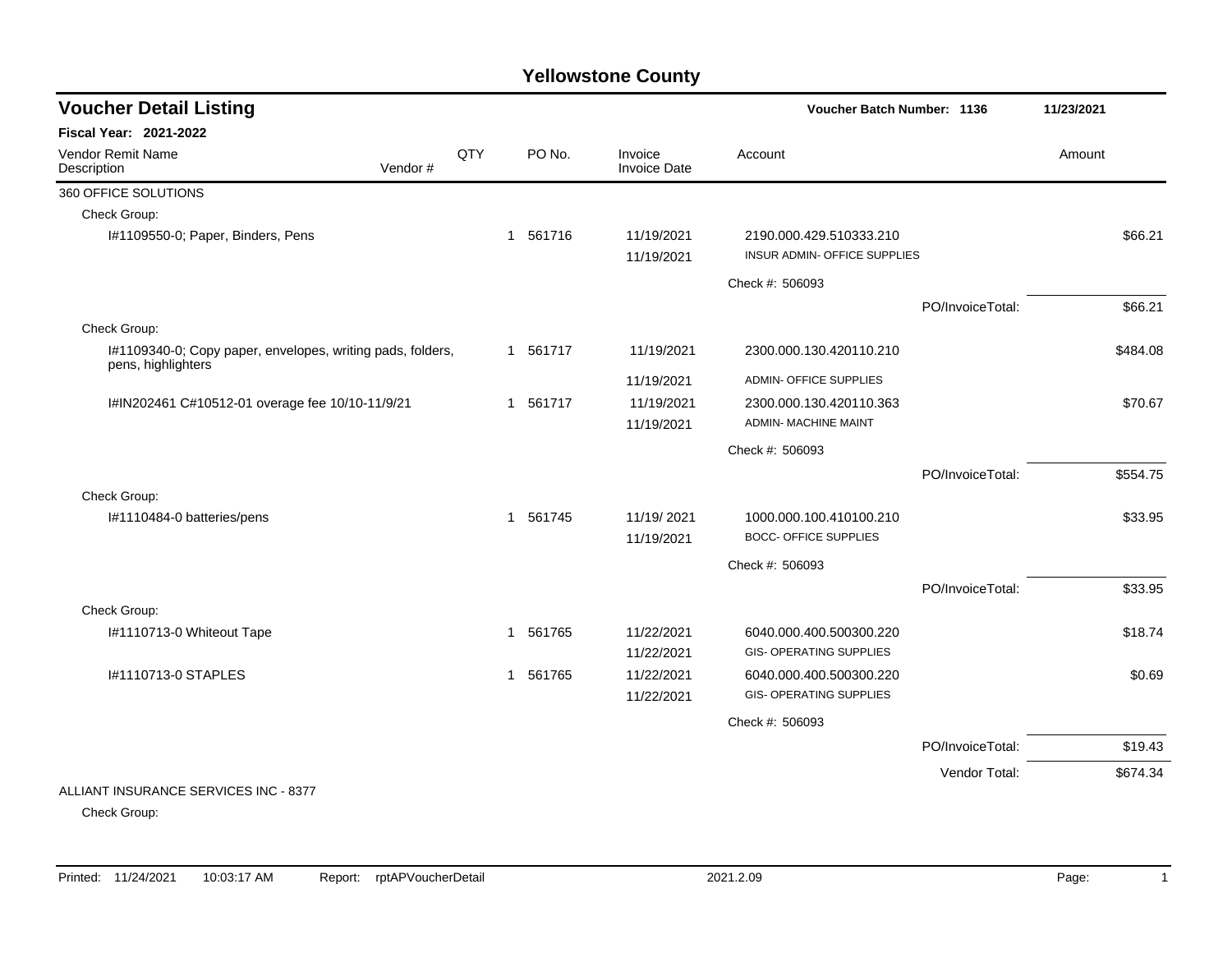# Yellowstone County

## Voucher Detail Listing

**Voucher Batch Number: 1136** — 11/23/2021

**Fiscal Year: 2021-2022**

| Vendor Remit Name / Description | Vendor # | QTY | PO No. | Invoice / Invoice Date | Account | Amount |
|---|---|---|---|---|---|---|
| 360 OFFICE SOLUTIONS | | | | | | |
| Check Group: | | | | | | |
| I#1109550-0; Paper, Binders, Pens | | 1 | 561716 | 11/19/2021<br>11/19/2021 | 2190.000.429.510333.210<br>INSUR ADMIN- OFFICE SUPPLIES | $66.21 |
| | | | | | Check #: 506093 | |
| | | | | | PO/InvoiceTotal: | $66.21 |
| Check Group: | | | | | | |
| I#1109340-0; Copy paper, envelopes, writing pads, folders, pens, highlighters | | 1 | 561717 | 11/19/2021<br>11/19/2021 | 2300.000.130.420110.210<br>ADMIN- OFFICE SUPPLIES | $484.08 |
| I#IN202461 C#10512-01 overage fee 10/10-11/9/21 | | 1 | 561717 | 11/19/2021<br>11/19/2021 | 2300.000.130.420110.363<br>ADMIN- MACHINE MAINT | $70.67 |
| | | | | | Check #: 506093 | |
| | | | | | PO/InvoiceTotal: | $554.75 |
| Check Group: | | | | | | |
| I#1110484-0 batteries/pens | | 1 | 561745 | 11/19/ 2021<br>11/19/2021 | 1000.000.100.410100.210<br>BOCC- OFFICE SUPPLIES | $33.95 |
| | | | | | Check #: 506093 | |
| | | | | | PO/InvoiceTotal: | $33.95 |
| Check Group: | | | | | | |
| I#1110713-0 Whiteout Tape | | 1 | 561765 | 11/22/2021<br>11/22/2021 | 6040.000.400.500300.220<br>GIS- OPERATING SUPPLIES | $18.74 |
| I#1110713-0 STAPLES | | 1 | 561765 | 11/22/2021<br>11/22/2021 | 6040.000.400.500300.220<br>GIS- OPERATING SUPPLIES | $0.69 |
| | | | | | Check #: 506093 | |
| | | | | | PO/InvoiceTotal: | $19.43 |
| | | | | | Vendor Total: | $674.34 |
| ALLIANT INSURANCE SERVICES INC - 8377 | | | | | | |
| Check Group: | | | | | | |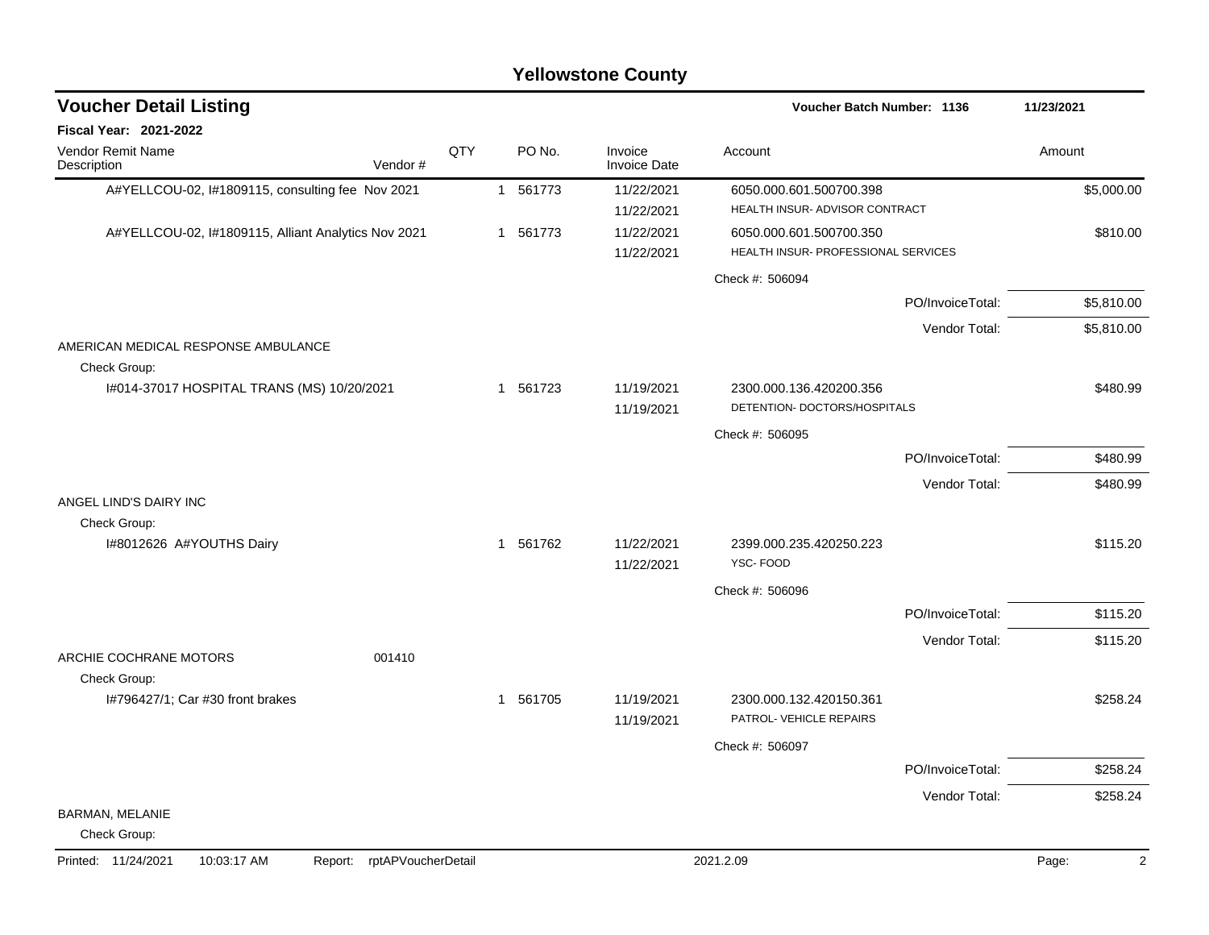# Yellowstone County

## Voucher Detail Listing

**Voucher Batch Number: 1136** — 11/23/2021

**Fiscal Year: 2021-2022**

| Vendor Remit Name / Description | Vendor # | QTY | PO No. | Invoice / Invoice Date | Account | Amount |
|---|---|---|---|---|---|---|
| A#YELLCOU-02, I#1809115, consulting fee Nov 2021 | | 1 | 561773 | 11/22/2021 11/22/2021 | 6050.000.601.500700.398 HEALTH INSUR- ADVISOR CONTRACT | $5,000.00 |
| A#YELLCOU-02, I#1809115, Alliant Analytics Nov 2021 | | 1 | 561773 | 11/22/2021 11/22/2021 | 6050.000.601.500700.350 HEALTH INSUR- PROFESSIONAL SERVICES | $810.00 |
| | | | | | Check #: 506094 | |
| | | | | | PO/InvoiceTotal: | $5,810.00 |
| | | | | | Vendor Total: | $5,810.00 |
| AMERICAN MEDICAL RESPONSE AMBULANCE | | | | | | |
| Check Group: | | | | | | |
| I#014-37017 HOSPITAL TRANS (MS) 10/20/2021 | | 1 | 561723 | 11/19/2021 11/19/2021 | 2300.000.136.420200.356 DETENTION- DOCTORS/HOSPITALS | $480.99 |
| | | | | | Check #: 506095 | |
| | | | | | PO/InvoiceTotal: | $480.99 |
| | | | | | Vendor Total: | $480.99 |
| ANGEL LIND'S DAIRY INC | | | | | | |
| Check Group: | | | | | | |
| I#8012626 A#YOUTHS Dairy | | 1 | 561762 | 11/22/2021 11/22/2021 | 2399.000.235.420250.223 YSC- FOOD | $115.20 |
| | | | | | Check #: 506096 | |
| | | | | | PO/InvoiceTotal: | $115.20 |
| | | | | | Vendor Total: | $115.20 |
| ARCHIE COCHRANE MOTORS | 001410 | | | | | |
| Check Group: | | | | | | |
| I#796427/1; Car #30 front brakes | | 1 | 561705 | 11/19/2021 11/19/2021 | 2300.000.132.420150.361 PATROL- VEHICLE REPAIRS | $258.24 |
| | | | | | Check #: 506097 | |
| | | | | | PO/InvoiceTotal: | $258.24 |
| | | | | | Vendor Total: | $258.24 |
| BARMAN, MELANIE | | | | | | |
| Check Group: | | | | | | |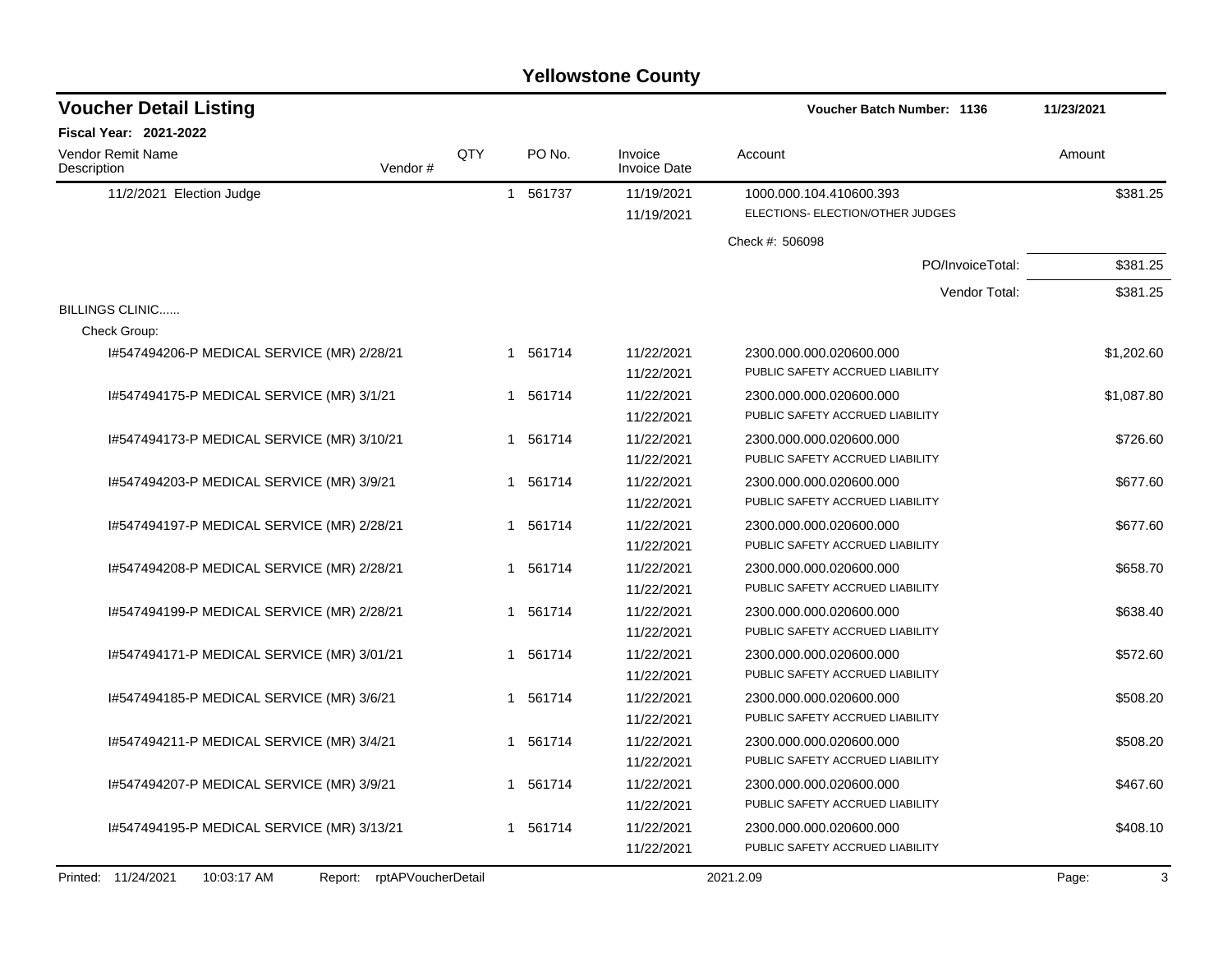# Yellowstone County

## Voucher Detail Listing

**Voucher Batch Number: 1136** — 11/23/2021

**Fiscal Year: 2021-2022**

| Vendor Remit Name / Description | Vendor # | QTY | PO No. | Invoice / Invoice Date | Account | Amount |
|---|---|---|---|---|---|---|
| 11/2/2021 Election Judge | | 1 | 561737 | 11/19/2021 / 11/19/2021 | 1000.000.104.410600.393 ELECTIONS- ELECTION/OTHER JUDGES | $381.25 |
| | | | | | Check #: 506098 | |
| | | | | | PO/InvoiceTotal: | $381.25 |
| | | | | | Vendor Total: | $381.25 |
| BILLINGS CLINIC...... | | | | | | |
| Check Group: | | | | | | |
| I#547494206-P MEDICAL SERVICE (MR) 2/28/21 | | 1 | 561714 | 11/22/2021 / 11/22/2021 | 2300.000.000.020600.000 PUBLIC SAFETY ACCRUED LIABILITY | $1,202.60 |
| I#547494175-P MEDICAL SERVICE (MR) 3/1/21 | | 1 | 561714 | 11/22/2021 / 11/22/2021 | 2300.000.000.020600.000 PUBLIC SAFETY ACCRUED LIABILITY | $1,087.80 |
| I#547494173-P MEDICAL SERVICE (MR) 3/10/21 | | 1 | 561714 | 11/22/2021 / 11/22/2021 | 2300.000.000.020600.000 PUBLIC SAFETY ACCRUED LIABILITY | $726.60 |
| I#547494203-P MEDICAL SERVICE (MR) 3/9/21 | | 1 | 561714 | 11/22/2021 / 11/22/2021 | 2300.000.000.020600.000 PUBLIC SAFETY ACCRUED LIABILITY | $677.60 |
| I#547494197-P MEDICAL SERVICE (MR) 2/28/21 | | 1 | 561714 | 11/22/2021 / 11/22/2021 | 2300.000.000.020600.000 PUBLIC SAFETY ACCRUED LIABILITY | $677.60 |
| I#547494208-P MEDICAL SERVICE (MR) 2/28/21 | | 1 | 561714 | 11/22/2021 / 11/22/2021 | 2300.000.000.020600.000 PUBLIC SAFETY ACCRUED LIABILITY | $658.70 |
| I#547494199-P MEDICAL SERVICE (MR) 2/28/21 | | 1 | 561714 | 11/22/2021 / 11/22/2021 | 2300.000.000.020600.000 PUBLIC SAFETY ACCRUED LIABILITY | $638.40 |
| I#547494171-P MEDICAL SERVICE (MR) 3/01/21 | | 1 | 561714 | 11/22/2021 / 11/22/2021 | 2300.000.000.020600.000 PUBLIC SAFETY ACCRUED LIABILITY | $572.60 |
| I#547494185-P MEDICAL SERVICE (MR) 3/6/21 | | 1 | 561714 | 11/22/2021 / 11/22/2021 | 2300.000.000.020600.000 PUBLIC SAFETY ACCRUED LIABILITY | $508.20 |
| I#547494211-P MEDICAL SERVICE (MR) 3/4/21 | | 1 | 561714 | 11/22/2021 / 11/22/2021 | 2300.000.000.020600.000 PUBLIC SAFETY ACCRUED LIABILITY | $508.20 |
| I#547494207-P MEDICAL SERVICE (MR) 3/9/21 | | 1 | 561714 | 11/22/2021 / 11/22/2021 | 2300.000.000.020600.000 PUBLIC SAFETY ACCRUED LIABILITY | $467.60 |
| I#547494195-P MEDICAL SERVICE (MR) 3/13/21 | | 1 | 561714 | 11/22/2021 / 11/22/2021 | 2300.000.000.020600.000 PUBLIC SAFETY ACCRUED LIABILITY | $408.10 |

Printed: 11/24/2021 10:03:17 AM Report: rptAPVoucherDetail 2021.2.09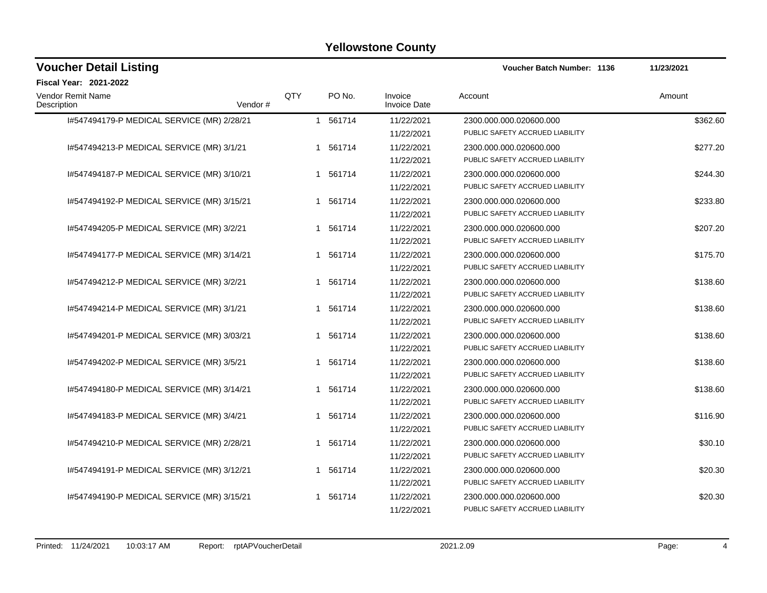# Yellowstone County

## Voucher Detail Listing

**Voucher Batch Number: 1136** 11/23/2021

**Fiscal Year: 2021-2022**

| Vendor Remit Name / Description | Vendor # | QTY | PO No. | Invoice / Invoice Date | Account | Amount |
|---|---|---|---|---|---|---|
| I#547494179-P MEDICAL SERVICE (MR) 2/28/21 | | 1 | 561714 | 11/22/2021<br>11/22/2021 | 2300.000.000.020600.000<br>PUBLIC SAFETY ACCRUED LIABILITY | $362.60 |
| I#547494213-P MEDICAL SERVICE (MR) 3/1/21 | | 1 | 561714 | 11/22/2021<br>11/22/2021 | 2300.000.000.020600.000<br>PUBLIC SAFETY ACCRUED LIABILITY | $277.20 |
| I#547494187-P MEDICAL SERVICE (MR) 3/10/21 | | 1 | 561714 | 11/22/2021<br>11/22/2021 | 2300.000.000.020600.000<br>PUBLIC SAFETY ACCRUED LIABILITY | $244.30 |
| I#547494192-P MEDICAL SERVICE (MR) 3/15/21 | | 1 | 561714 | 11/22/2021<br>11/22/2021 | 2300.000.000.020600.000<br>PUBLIC SAFETY ACCRUED LIABILITY | $233.80 |
| I#547494205-P MEDICAL SERVICE (MR) 3/2/21 | | 1 | 561714 | 11/22/2021<br>11/22/2021 | 2300.000.000.020600.000<br>PUBLIC SAFETY ACCRUED LIABILITY | $207.20 |
| I#547494177-P MEDICAL SERVICE (MR) 3/14/21 | | 1 | 561714 | 11/22/2021<br>11/22/2021 | 2300.000.000.020600.000<br>PUBLIC SAFETY ACCRUED LIABILITY | $175.70 |
| I#547494212-P MEDICAL SERVICE (MR) 3/2/21 | | 1 | 561714 | 11/22/2021<br>11/22/2021 | 2300.000.000.020600.000<br>PUBLIC SAFETY ACCRUED LIABILITY | $138.60 |
| I#547494214-P MEDICAL SERVICE (MR) 3/1/21 | | 1 | 561714 | 11/22/2021<br>11/22/2021 | 2300.000.000.020600.000<br>PUBLIC SAFETY ACCRUED LIABILITY | $138.60 |
| I#547494201-P MEDICAL SERVICE (MR) 3/03/21 | | 1 | 561714 | 11/22/2021<br>11/22/2021 | 2300.000.000.020600.000<br>PUBLIC SAFETY ACCRUED LIABILITY | $138.60 |
| I#547494202-P MEDICAL SERVICE (MR) 3/5/21 | | 1 | 561714 | 11/22/2021<br>11/22/2021 | 2300.000.000.020600.000<br>PUBLIC SAFETY ACCRUED LIABILITY | $138.60 |
| I#547494180-P MEDICAL SERVICE (MR) 3/14/21 | | 1 | 561714 | 11/22/2021<br>11/22/2021 | 2300.000.000.020600.000<br>PUBLIC SAFETY ACCRUED LIABILITY | $138.60 |
| I#547494183-P MEDICAL SERVICE (MR) 3/4/21 | | 1 | 561714 | 11/22/2021<br>11/22/2021 | 2300.000.000.020600.000<br>PUBLIC SAFETY ACCRUED LIABILITY | $116.90 |
| I#547494210-P MEDICAL SERVICE (MR) 2/28/21 | | 1 | 561714 | 11/22/2021<br>11/22/2021 | 2300.000.000.020600.000<br>PUBLIC SAFETY ACCRUED LIABILITY | $30.10 |
| I#547494191-P MEDICAL SERVICE (MR) 3/12/21 | | 1 | 561714 | 11/22/2021<br>11/22/2021 | 2300.000.000.020600.000<br>PUBLIC SAFETY ACCRUED LIABILITY | $20.30 |
| I#547494190-P MEDICAL SERVICE (MR) 3/15/21 | | 1 | 561714 | 11/22/2021<br>11/22/2021 | 2300.000.000.020600.000<br>PUBLIC SAFETY ACCRUED LIABILITY | $20.30 |

Printed: 11/24/2021 10:03:17 AM Report: rptAPVoucherDetail 2021.2.09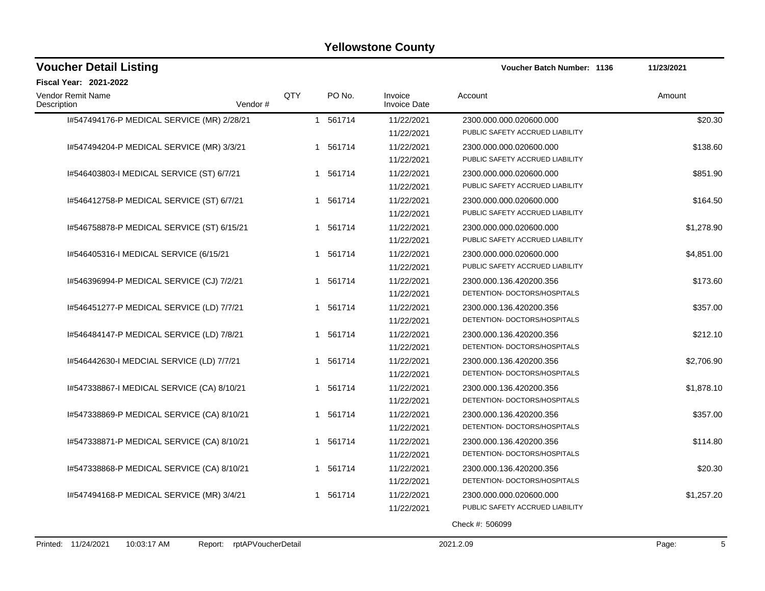# Yellowstone County

## Voucher Detail Listing

**Voucher Batch Number: 1136** — 11/23/2021

**Fiscal Year: 2021-2022**

| Vendor Remit Name / Description | Vendor # | QTY | PO No. | Invoice / Invoice Date | Account | Amount |
|---|---|---|---|---|---|---|
| I#547494176-P MEDICAL SERVICE (MR) 2/28/21 | | 1 | 561714 | 11/22/2021 / 11/22/2021 | 2300.000.000.020600.000 PUBLIC SAFETY ACCRUED LIABILITY | $20.30 |
| I#547494204-P MEDICAL SERVICE (MR) 3/3/21 | | 1 | 561714 | 11/22/2021 / 11/22/2021 | 2300.000.000.020600.000 PUBLIC SAFETY ACCRUED LIABILITY | $138.60 |
| I#546403803-I MEDICAL SERVICE (ST) 6/7/21 | | 1 | 561714 | 11/22/2021 / 11/22/2021 | 2300.000.000.020600.000 PUBLIC SAFETY ACCRUED LIABILITY | $851.90 |
| I#546412758-P MEDICAL SERVICE (ST) 6/7/21 | | 1 | 561714 | 11/22/2021 / 11/22/2021 | 2300.000.000.020600.000 PUBLIC SAFETY ACCRUED LIABILITY | $164.50 |
| I#546758878-P MEDICAL SERVICE (ST) 6/15/21 | | 1 | 561714 | 11/22/2021 / 11/22/2021 | 2300.000.000.020600.000 PUBLIC SAFETY ACCRUED LIABILITY | $1,278.90 |
| I#546405316-I MEDICAL SERVICE (6/15/21 | | 1 | 561714 | 11/22/2021 / 11/22/2021 | 2300.000.000.020600.000 PUBLIC SAFETY ACCRUED LIABILITY | $4,851.00 |
| I#546396994-P MEDICAL SERVICE (CJ) 7/2/21 | | 1 | 561714 | 11/22/2021 / 11/22/2021 | 2300.000.136.420200.356 DETENTION- DOCTORS/HOSPITALS | $173.60 |
| I#546451277-P MEDICAL SERVICE (LD) 7/7/21 | | 1 | 561714 | 11/22/2021 / 11/22/2021 | 2300.000.136.420200.356 DETENTION- DOCTORS/HOSPITALS | $357.00 |
| I#546484147-P MEDICAL SERVICE (LD) 7/8/21 | | 1 | 561714 | 11/22/2021 / 11/22/2021 | 2300.000.136.420200.356 DETENTION- DOCTORS/HOSPITALS | $212.10 |
| I#546442630-I MEDCIAL SERVICE (LD) 7/7/21 | | 1 | 561714 | 11/22/2021 / 11/22/2021 | 2300.000.136.420200.356 DETENTION- DOCTORS/HOSPITALS | $2,706.90 |
| I#547338867-I MEDICAL SERVICE (CA) 8/10/21 | | 1 | 561714 | 11/22/2021 / 11/22/2021 | 2300.000.136.420200.356 DETENTION- DOCTORS/HOSPITALS | $1,878.10 |
| I#547338869-P MEDICAL SERVICE (CA) 8/10/21 | | 1 | 561714 | 11/22/2021 / 11/22/2021 | 2300.000.136.420200.356 DETENTION- DOCTORS/HOSPITALS | $357.00 |
| I#547338871-P MEDICAL SERVICE (CA) 8/10/21 | | 1 | 561714 | 11/22/2021 / 11/22/2021 | 2300.000.136.420200.356 DETENTION- DOCTORS/HOSPITALS | $114.80 |
| I#547338868-P MEDICAL SERVICE (CA) 8/10/21 | | 1 | 561714 | 11/22/2021 / 11/22/2021 | 2300.000.136.420200.356 DETENTION- DOCTORS/HOSPITALS | $20.30 |
| I#547494168-P MEDICAL SERVICE (MR) 3/4/21 | | 1 | 561714 | 11/22/2021 / 11/22/2021 | 2300.000.000.020600.000 PUBLIC SAFETY ACCRUED LIABILITY | $1,257.20 |

Check #: 506099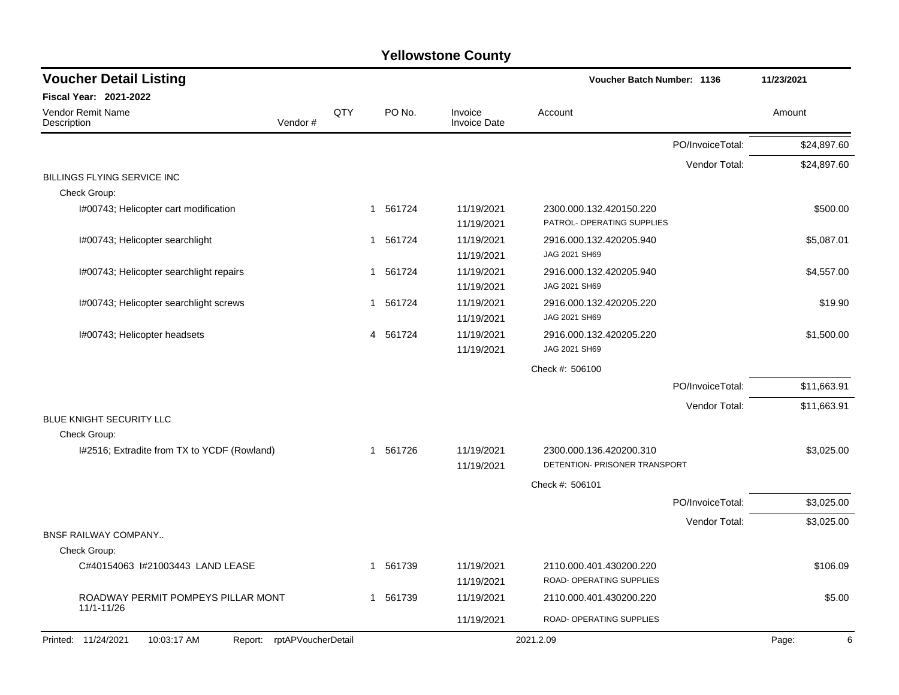# Yellowstone County

## Voucher Detail Listing

**Voucher Batch Number: 1136** — 11/23/2021

**Fiscal Year: 2021-2022**

| Vendor Remit Name / Description | Vendor # | QTY | PO No. | Invoice / Invoice Date | Account | Amount |
|---|---|---|---|---|---|---|
| | | | | | PO/InvoiceTotal: | $24,897.60 |
| | | | | | Vendor Total: | $24,897.60 |
| **BILLINGS FLYING SERVICE INC** | | | | | | |
| Check Group: | | | | | | |
| I#00743; Helicopter cart modification | | 1 | 561724 | 11/19/2021<br>11/19/2021 | 2300.000.132.420150.220<br>PATROL- OPERATING SUPPLIES | $500.00 |
| I#00743; Helicopter searchlight | | 1 | 561724 | 11/19/2021<br>11/19/2021 | 2916.000.132.420205.940<br>JAG 2021 SH69 | $5,087.01 |
| I#00743; Helicopter searchlight repairs | | 1 | 561724 | 11/19/2021<br>11/19/2021 | 2916.000.132.420205.940<br>JAG 2021 SH69 | $4,557.00 |
| I#00743; Helicopter searchlight screws | | 1 | 561724 | 11/19/2021<br>11/19/2021 | 2916.000.132.420205.220<br>JAG 2021 SH69 | $19.90 |
| I#00743; Helicopter headsets | | 4 | 561724 | 11/19/2021<br>11/19/2021 | 2916.000.132.420205.220<br>JAG 2021 SH69 | $1,500.00 |
| | | | | | Check #: 506100 | |
| | | | | | PO/InvoiceTotal: | $11,663.91 |
| | | | | | Vendor Total: | $11,663.91 |
| **BLUE KNIGHT SECURITY LLC** | | | | | | |
| Check Group: | | | | | | |
| I#2516; Extradite from TX to YCDF (Rowland) | | 1 | 561726 | 11/19/2021<br>11/19/2021 | 2300.000.136.420200.310<br>DETENTION- PRISONER TRANSPORT | $3,025.00 |
| | | | | | Check #: 506101 | |
| | | | | | PO/InvoiceTotal: | $3,025.00 |
| | | | | | Vendor Total: | $3,025.00 |
| **BNSF RAILWAY COMPANY..** | | | | | | |
| Check Group: | | | | | | |
| C#40154063 I#21003443 LAND LEASE | | 1 | 561739 | 11/19/2021<br>11/19/2021 | 2110.000.401.430200.220<br>ROAD- OPERATING SUPPLIES | $106.09 |
| ROADWAY PERMIT POMPEYS PILLAR MONT 11/1-11/26 | | 1 | 561739 | 11/19/2021<br>11/19/2021 | 2110.000.401.430200.220<br>ROAD- OPERATING SUPPLIES | $5.00 |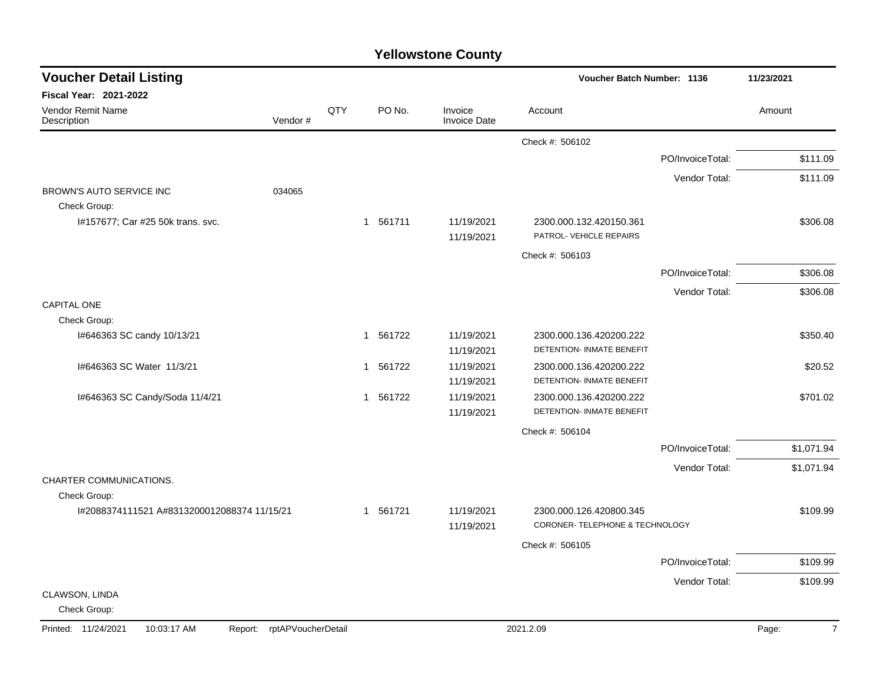## Yellowstone County

### Voucher Detail Listing

Voucher Batch Number: 1136 — 11/23/2021

**Fiscal Year: 2021-2022**

| Vendor Remit Name / Description | Vendor # | QTY | PO No. | Invoice / Invoice Date | Account | Amount |
|---|---|---|---|---|---|---|
| | | | | | Check #: 506102 | |
| | | | | | PO/InvoiceTotal: | $111.09 |
| | | | | | Vendor Total: | $111.09 |
| BROWN'S AUTO SERVICE INC | 034065 | | | | | |
| Check Group: | | | | | | |
| I#157677; Car #25 50k trans. svc. | | 1 | 561711 | 11/19/2021 / 11/19/2021 | 2300.000.132.420150.361 PATROL- VEHICLE REPAIRS | $306.08 |
| | | | | | Check #: 506103 | |
| | | | | | PO/InvoiceTotal: | $306.08 |
| | | | | | Vendor Total: | $306.08 |
| CAPITAL ONE | | | | | | |
| Check Group: | | | | | | |
| I#646363 SC candy 10/13/21 | | 1 | 561722 | 11/19/2021 / 11/19/2021 | 2300.000.136.420200.222 DETENTION- INMATE BENEFIT | $350.40 |
| I#646363 SC Water 11/3/21 | | 1 | 561722 | 11/19/2021 / 11/19/2021 | 2300.000.136.420200.222 DETENTION- INMATE BENEFIT | $20.52 |
| I#646363 SC Candy/Soda 11/4/21 | | 1 | 561722 | 11/19/2021 / 11/19/2021 | 2300.000.136.420200.222 DETENTION- INMATE BENEFIT | $701.02 |
| | | | | | Check #: 506104 | |
| | | | | | PO/InvoiceTotal: | $1,071.94 |
| | | | | | Vendor Total: | $1,071.94 |
| CHARTER COMMUNICATIONS. | | | | | | |
| Check Group: | | | | | | |
| I#2088374111521 A#8313200012088374 11/15/21 | | 1 | 561721 | 11/19/2021 / 11/19/2021 | 2300.000.126.420800.345 CORONER- TELEPHONE & TECHNOLOGY | $109.99 |
| | | | | | Check #: 506105 | |
| | | | | | PO/InvoiceTotal: | $109.99 |
| | | | | | Vendor Total: | $109.99 |
| CLAWSON, LINDA | | | | | | |
| Check Group: | | | | | | |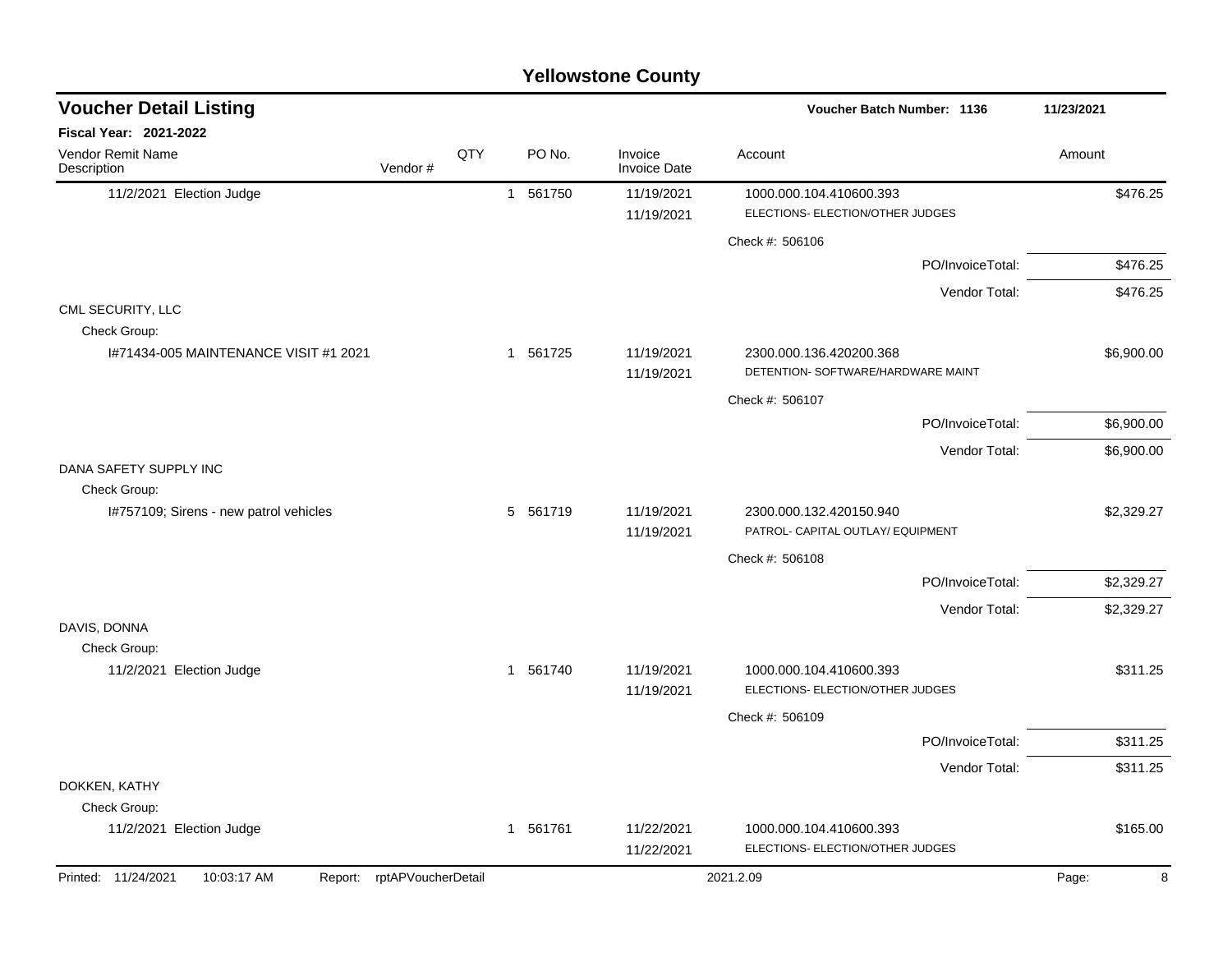# Yellowstone County

## Voucher Detail Listing

**Voucher Batch Number: 1136** — 11/23/2021

**Fiscal Year: 2021-2022**

| Vendor Remit Name / Description | Vendor # | QTY | PO No. | Invoice / Invoice Date | Account | Amount |
|---|---|---|---|---|---|---|
| 11/2/2021 Election Judge | | 1 | 561750 | 11/19/2021<br>11/19/2021 | 1000.000.104.410600.393<br>ELECTIONS- ELECTION/OTHER JUDGES | $476.25 |
| | | | | | Check #: 506106 | |
| | | | | | PO/InvoiceTotal: | $476.25 |
| | | | | | Vendor Total: | $476.25 |
| CML SECURITY, LLC | | | | | | |
| Check Group: | | | | | | |
| I#71434-005 MAINTENANCE VISIT #1 2021 | | 1 | 561725 | 11/19/2021<br>11/19/2021 | 2300.000.136.420200.368<br>DETENTION- SOFTWARE/HARDWARE MAINT | $6,900.00 |
| | | | | | Check #: 506107 | |
| | | | | | PO/InvoiceTotal: | $6,900.00 |
| | | | | | Vendor Total: | $6,900.00 |
| DANA SAFETY SUPPLY INC | | | | | | |
| Check Group: | | | | | | |
| I#757109; Sirens - new patrol vehicles | | 5 | 561719 | 11/19/2021<br>11/19/2021 | 2300.000.132.420150.940<br>PATROL- CAPITAL OUTLAY/ EQUIPMENT | $2,329.27 |
| | | | | | Check #: 506108 | |
| | | | | | PO/InvoiceTotal: | $2,329.27 |
| | | | | | Vendor Total: | $2,329.27 |
| DAVIS, DONNA | | | | | | |
| Check Group: | | | | | | |
| 11/2/2021 Election Judge | | 1 | 561740 | 11/19/2021<br>11/19/2021 | 1000.000.104.410600.393<br>ELECTIONS- ELECTION/OTHER JUDGES | $311.25 |
| | | | | | Check #: 506109 | |
| | | | | | PO/InvoiceTotal: | $311.25 |
| | | | | | Vendor Total: | $311.25 |
| DOKKEN, KATHY | | | | | | |
| Check Group: | | | | | | |
| 11/2/2021 Election Judge | | 1 | 561761 | 11/22/2021<br>11/22/2021 | 1000.000.104.410600.393<br>ELECTIONS- ELECTION/OTHER JUDGES | $165.00 |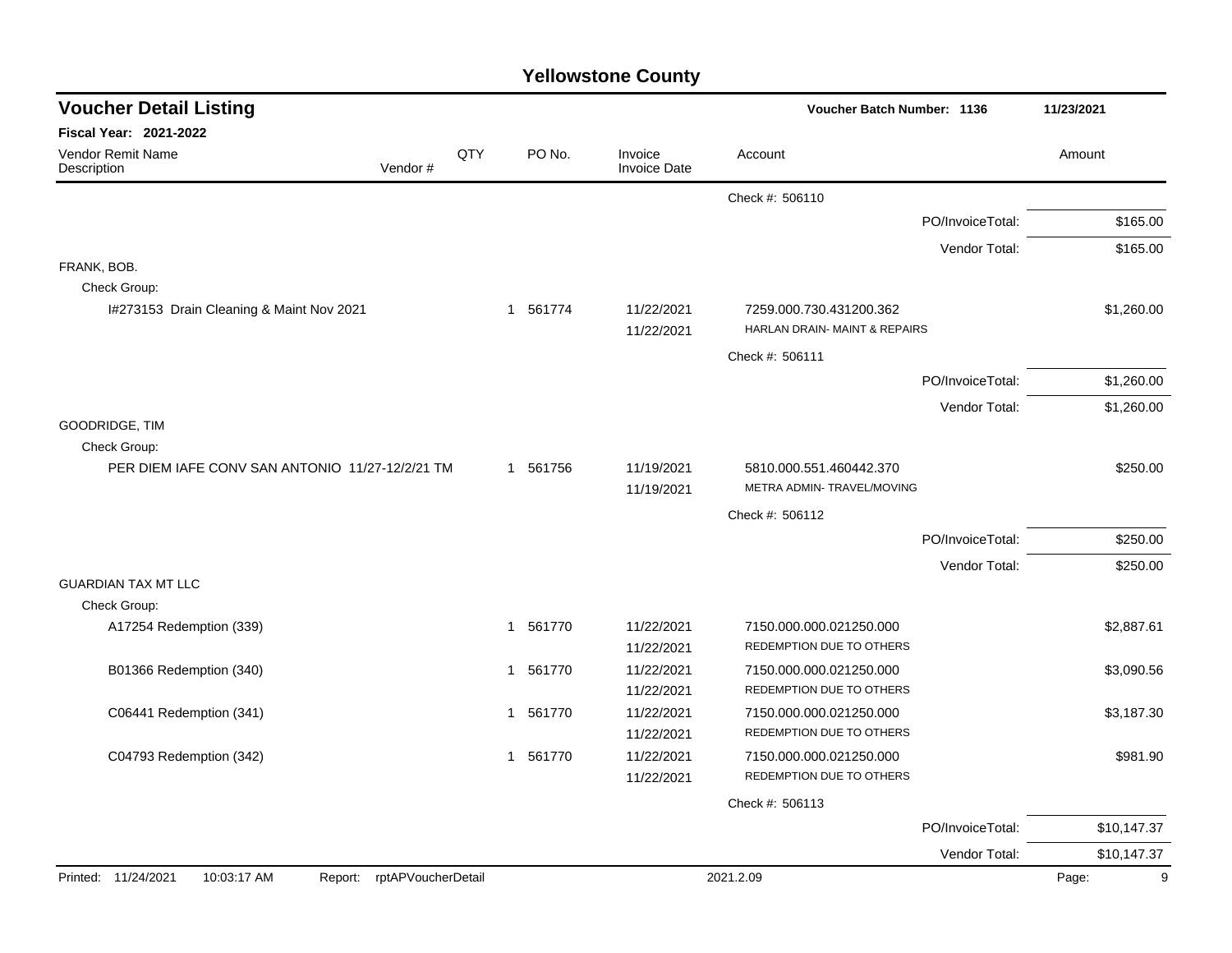# Yellowstone County

## Voucher Detail Listing

**Voucher Batch Number: 1136** — 11/23/2021

**Fiscal Year: 2021-2022**

| Vendor Remit Name / Description | Vendor # | QTY | PO No. | Invoice / Invoice Date | Account | Amount |
|---|---|---|---|---|---|---|
| | | | | | Check #: 506110 | |
| | | | | | PO/InvoiceTotal: | $165.00 |
| | | | | | Vendor Total: | $165.00 |
| FRANK, BOB. | | | | | | |
| Check Group: | | | | | | |
| I#273153 Drain Cleaning & Maint Nov 2021 | | 1 | 561774 | 11/22/2021 | 7259.000.730.431200.362 | $1,260.00 |
| | | | | 11/22/2021 | HARLAN DRAIN- MAINT & REPAIRS | |
| | | | | | Check #: 506111 | |
| | | | | | PO/InvoiceTotal: | $1,260.00 |
| | | | | | Vendor Total: | $1,260.00 |
| GOODRIDGE, TIM | | | | | | |
| Check Group: | | | | | | |
| PER DIEM IAFE CONV SAN ANTONIO 11/27-12/2/21 TM | | 1 | 561756 | 11/19/2021 | 5810.000.551.460442.370 | $250.00 |
| | | | | 11/19/2021 | METRA ADMIN- TRAVEL/MOVING | |
| | | | | | Check #: 506112 | |
| | | | | | PO/InvoiceTotal: | $250.00 |
| | | | | | Vendor Total: | $250.00 |
| GUARDIAN TAX MT LLC | | | | | | |
| Check Group: | | | | | | |
| A17254 Redemption (339) | | 1 | 561770 | 11/22/2021 | 7150.000.000.021250.000 | $2,887.61 |
| | | | | 11/22/2021 | REDEMPTION DUE TO OTHERS | |
| B01366 Redemption (340) | | 1 | 561770 | 11/22/2021 | 7150.000.000.021250.000 | $3,090.56 |
| | | | | 11/22/2021 | REDEMPTION DUE TO OTHERS | |
| C06441 Redemption (341) | | 1 | 561770 | 11/22/2021 | 7150.000.000.021250.000 | $3,187.30 |
| | | | | 11/22/2021 | REDEMPTION DUE TO OTHERS | |
| C04793 Redemption (342) | | 1 | 561770 | 11/22/2021 | 7150.000.000.021250.000 | $981.90 |
| | | | | 11/22/2021 | REDEMPTION DUE TO OTHERS | |
| | | | | | Check #: 506113 | |
| | | | | | PO/InvoiceTotal: | $10,147.37 |
| | | | | | Vendor Total: | $10,147.37 |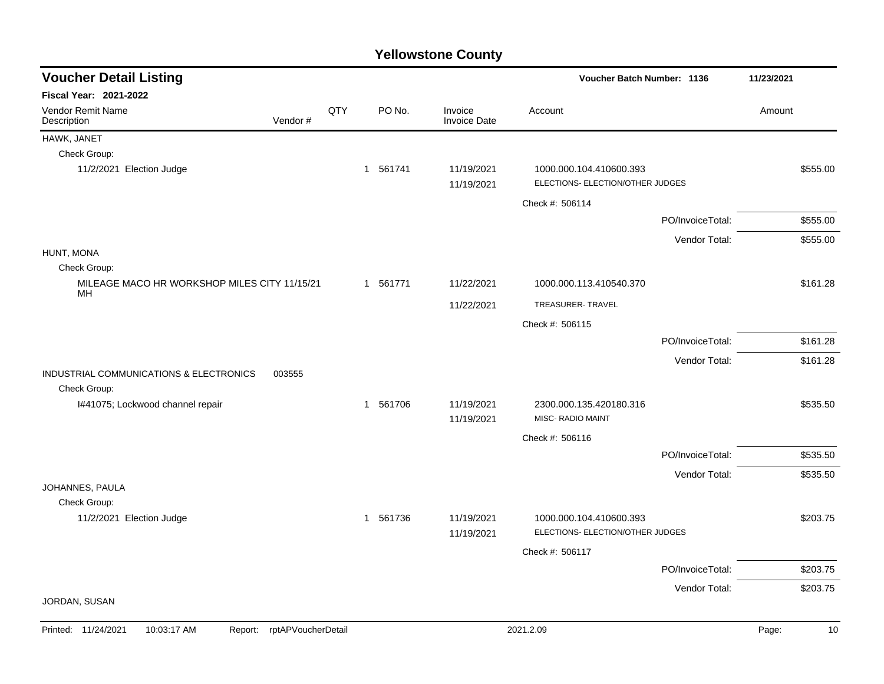# Yellowstone County

## Voucher Detail Listing

**Voucher Batch Number: 1136** — 11/23/2021

**Fiscal Year: 2021-2022**

| Vendor Remit Name / Description | Vendor # | QTY | PO No. | Invoice / Invoice Date | Account | Amount |
|---|---|---|---|---|---|---|
| HAWK, JANET | | | | | | |
| Check Group: | | | | | | |
| 11/2/2021 Election Judge | | 1 | 561741 | 11/19/2021 | 1000.000.104.410600.393 | $555.00 |
| | | | | 11/19/2021 | ELECTIONS- ELECTION/OTHER JUDGES | |
| | | | | | Check #: 506114 | |
| | | | | | PO/InvoiceTotal: | $555.00 |
| | | | | | Vendor Total: | $555.00 |
| HUNT, MONA | | | | | | |
| Check Group: | | | | | | |
| MILEAGE MACO HR WORKSHOP MILES CITY 11/15/21 MH | | 1 | 561771 | 11/22/2021 | 1000.000.113.410540.370 | $161.28 |
| | | | | 11/22/2021 | TREASURER- TRAVEL | |
| | | | | | Check #: 506115 | |
| | | | | | PO/InvoiceTotal: | $161.28 |
| | | | | | Vendor Total: | $161.28 |
| INDUSTRIAL COMMUNICATIONS & ELECTRONICS | 003555 | | | | | |
| Check Group: | | | | | | |
| I#41075; Lockwood channel repair | | 1 | 561706 | 11/19/2021 | 2300.000.135.420180.316 | $535.50 |
| | | | | 11/19/2021 | MISC- RADIO MAINT | |
| | | | | | Check #: 506116 | |
| | | | | | PO/InvoiceTotal: | $535.50 |
| | | | | | Vendor Total: | $535.50 |
| JOHANNES, PAULA | | | | | | |
| Check Group: | | | | | | |
| 11/2/2021 Election Judge | | 1 | 561736 | 11/19/2021 | 1000.000.104.410600.393 | $203.75 |
| | | | | 11/19/2021 | ELECTIONS- ELECTION/OTHER JUDGES | |
| | | | | | Check #: 506117 | |
| | | | | | PO/InvoiceTotal: | $203.75 |
| | | | | | Vendor Total: | $203.75 |
| JORDAN, SUSAN | | | | | | |

Printed: 11/24/2021 10:03:17 AM Report: rptAPVoucherDetail 2021.2.09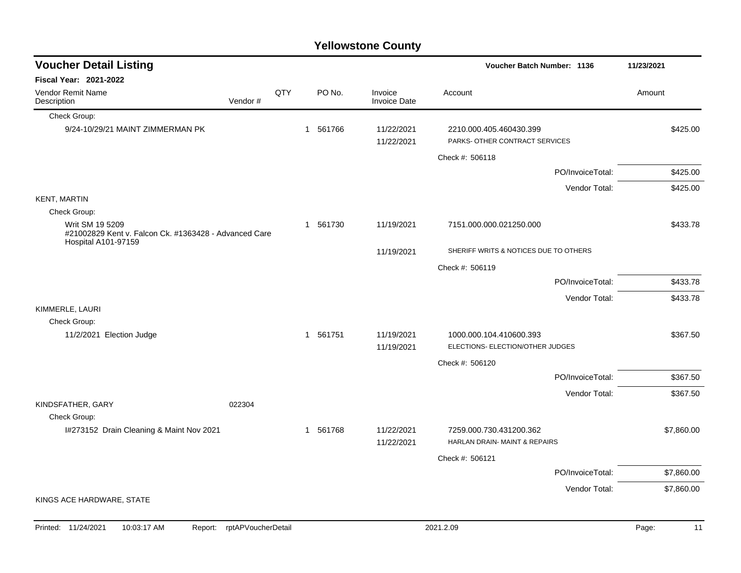# Yellowstone County

## Voucher Detail Listing

**Voucher Batch Number: 1136** — 11/23/2021

**Fiscal Year: 2021-2022**

| Vendor Remit Name / Description | Vendor # | QTY | PO No. | Invoice / Invoice Date | Account | Amount |
|---|---|---|---|---|---|---|
| Check Group: | | | | | | |
| 9/24-10/29/21 MAINT ZIMMERMAN PK | | 1 | 561766 | 11/22/2021 | 2210.000.405.460430.399 | $425.00 |
| | | | | 11/22/2021 | PARKS- OTHER CONTRACT SERVICES | |
| | | | | | Check #: 506118 | |
| | | | | | PO/InvoiceTotal: | $425.00 |
| | | | | | Vendor Total: | $425.00 |
| KENT, MARTIN | | | | | | |
| Check Group: | | | | | | |
| Writ SM 19 5209 #21002829 Kent v. Falcon Ck. #1363428 - Advanced Care Hospital A101-97159 | | 1 | 561730 | 11/19/2021 | 7151.000.000.021250.000 | $433.78 |
| | | | | 11/19/2021 | SHERIFF WRITS & NOTICES DUE TO OTHERS | |
| | | | | | Check #: 506119 | |
| | | | | | PO/InvoiceTotal: | $433.78 |
| | | | | | Vendor Total: | $433.78 |
| KIMMERLE, LAURI | | | | | | |
| Check Group: | | | | | | |
| 11/2/2021 Election Judge | | 1 | 561751 | 11/19/2021 | 1000.000.104.410600.393 | $367.50 |
| | | | | 11/19/2021 | ELECTIONS- ELECTION/OTHER JUDGES | |
| | | | | | Check #: 506120 | |
| | | | | | PO/InvoiceTotal: | $367.50 |
| | | | | | Vendor Total: | $367.50 |
| KINDSFATHER, GARY | 022304 | | | | | |
| Check Group: | | | | | | |
| I#273152 Drain Cleaning & Maint Nov 2021 | | 1 | 561768 | 11/22/2021 | 7259.000.730.431200.362 | $7,860.00 |
| | | | | 11/22/2021 | HARLAN DRAIN- MAINT & REPAIRS | |
| | | | | | Check #: 506121 | |
| | | | | | PO/InvoiceTotal: | $7,860.00 |
| | | | | | Vendor Total: | $7,860.00 |
| KINGS ACE HARDWARE, STATE | | | | | | |

Printed: 11/24/2021 10:03:17 AM Report: rptAPVoucherDetail 2021.2.09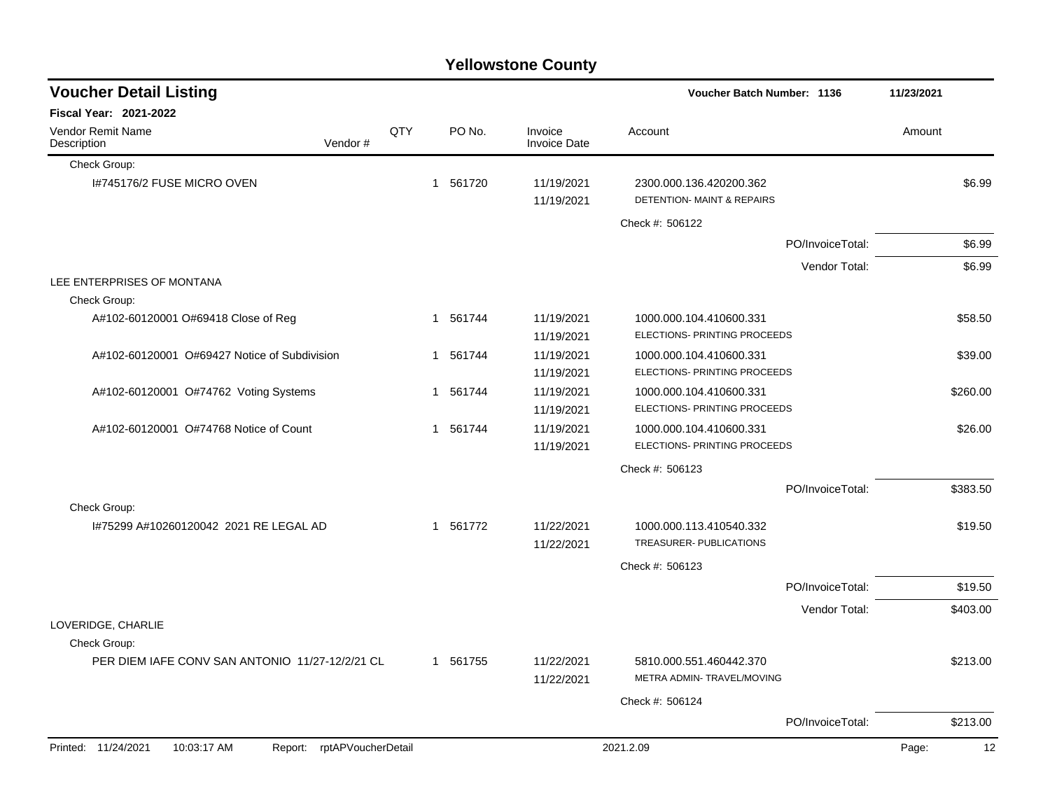# Yellowstone County

## Voucher Detail Listing

**Voucher Batch Number: 1136** — 11/23/2021

**Fiscal Year: 2021-2022**

| Vendor Remit Name / Description | Vendor # | QTY | PO No. | Invoice / Invoice Date | Account | Amount |
|---|---|---|---|---|---|---|
| Check Group: | | | | | | |
| I#745176/2 FUSE MICRO OVEN | | 1 | 561720 | 11/19/2021<br>11/19/2021 | 2300.000.136.420200.362<br>DETENTION- MAINT & REPAIRS | $6.99 |
| | | | | | Check #: 506122 | |
| | | | | | PO/InvoiceTotal: | $6.99 |
| | | | | | Vendor Total: | $6.99 |
| LEE ENTERPRISES OF MONTANA | | | | | | |
| Check Group: | | | | | | |
| A#102-60120001 O#69418 Close of Reg | | 1 | 561744 | 11/19/2021<br>11/19/2021 | 1000.000.104.410600.331<br>ELECTIONS- PRINTING PROCEEDS | $58.50 |
| A#102-60120001 O#69427 Notice of Subdivision | | 1 | 561744 | 11/19/2021<br>11/19/2021 | 1000.000.104.410600.331<br>ELECTIONS- PRINTING PROCEEDS | $39.00 |
| A#102-60120001 O#74762 Voting Systems | | 1 | 561744 | 11/19/2021<br>11/19/2021 | 1000.000.104.410600.331<br>ELECTIONS- PRINTING PROCEEDS | $260.00 |
| A#102-60120001 O#74768 Notice of Count | | 1 | 561744 | 11/19/2021<br>11/19/2021 | 1000.000.104.410600.331<br>ELECTIONS- PRINTING PROCEEDS | $26.00 |
| | | | | | Check #: 506123 | |
| | | | | | PO/InvoiceTotal: | $383.50 |
| Check Group: | | | | | | |
| I#75299 A#10260120042 2021 RE LEGAL AD | | 1 | 561772 | 11/22/2021<br>11/22/2021 | 1000.000.113.410540.332<br>TREASURER- PUBLICATIONS | $19.50 |
| | | | | | Check #: 506123 | |
| | | | | | PO/InvoiceTotal: | $19.50 |
| | | | | | Vendor Total: | $403.00 |
| LOVERIDGE, CHARLIE | | | | | | |
| Check Group: | | | | | | |
| PER DIEM IAFE CONV SAN ANTONIO 11/27-12/2/21 CL | | 1 | 561755 | 11/22/2021<br>11/22/2021 | 5810.000.551.460442.370<br>METRA ADMIN- TRAVEL/MOVING | $213.00 |
| | | | | | Check #: 506124 | |
| | | | | | PO/InvoiceTotal: | $213.00 |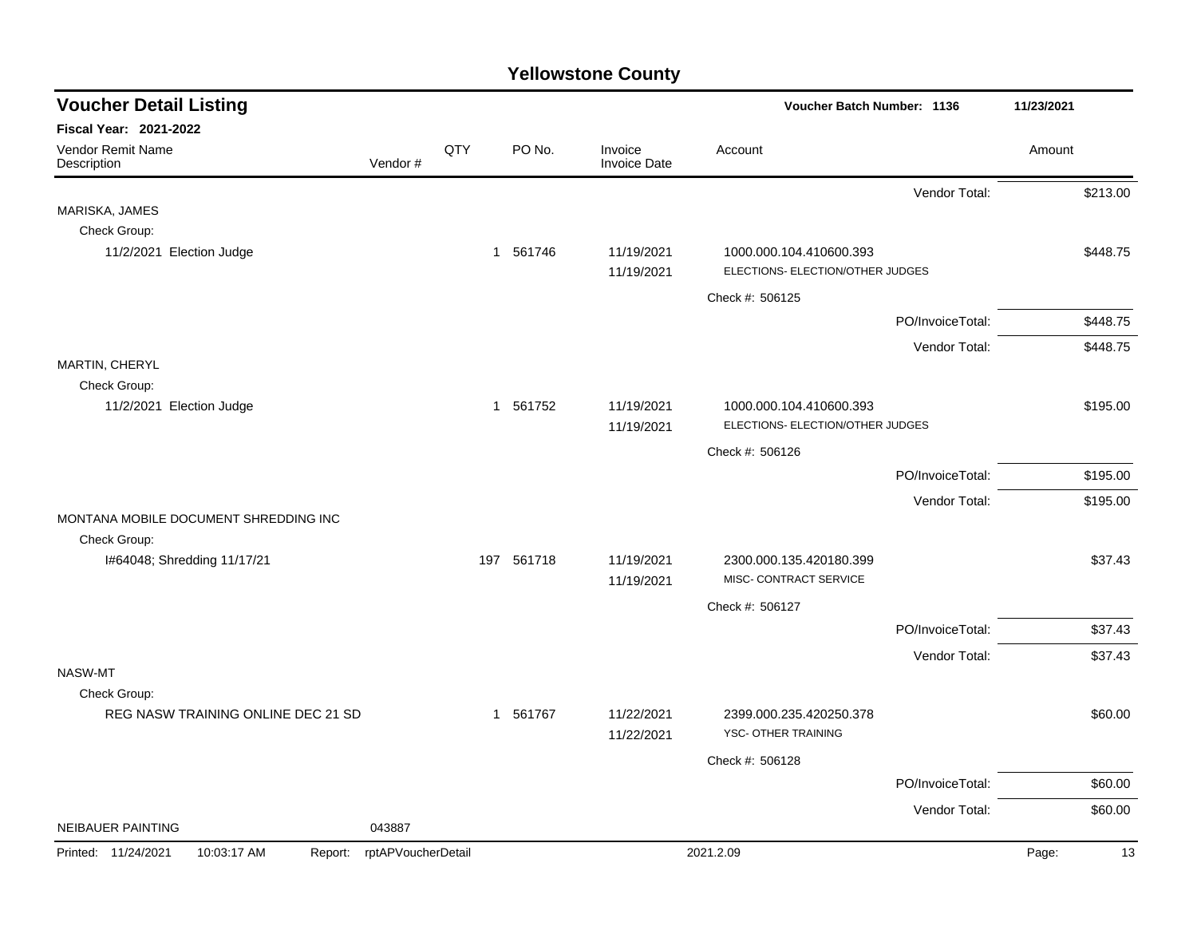# Yellowstone County

## Voucher Detail Listing

**Voucher Batch Number: 1136** 11/23/2021

**Fiscal Year: 2021-2022**

| Vendor Remit Name / Description | Vendor # | QTY | PO No. | Invoice / Invoice Date | Account | Amount |
|---|---|---|---|---|---|---|
| | | | | | Vendor Total: | $213.00 |
| MARISKA, JAMES | | | | | | |
| Check Group: | | | | | | |
| 11/2/2021 Election Judge | | 1 | 561746 | 11/19/2021 / 11/19/2021 | 1000.000.104.410600.393 ELECTIONS- ELECTION/OTHER JUDGES | $448.75 |
| | | | | | Check #: 506125 | |
| | | | | | PO/InvoiceTotal: | $448.75 |
| | | | | | Vendor Total: | $448.75 |
| MARTIN, CHERYL | | | | | | |
| Check Group: | | | | | | |
| 11/2/2021 Election Judge | | 1 | 561752 | 11/19/2021 / 11/19/2021 | 1000.000.104.410600.393 ELECTIONS- ELECTION/OTHER JUDGES | $195.00 |
| | | | | | Check #: 506126 | |
| | | | | | PO/InvoiceTotal: | $195.00 |
| | | | | | Vendor Total: | $195.00 |
| MONTANA MOBILE DOCUMENT SHREDDING INC | | | | | | |
| Check Group: | | | | | | |
| I#64048; Shredding 11/17/21 | | 197 | 561718 | 11/19/2021 / 11/19/2021 | 2300.000.135.420180.399 MISC- CONTRACT SERVICE | $37.43 |
| | | | | | Check #: 506127 | |
| | | | | | PO/InvoiceTotal: | $37.43 |
| | | | | | Vendor Total: | $37.43 |
| NASW-MT | | | | | | |
| Check Group: | | | | | | |
| REG NASW TRAINING ONLINE DEC 21 SD | | 1 | 561767 | 11/22/2021 / 11/22/2021 | 2399.000.235.420250.378 YSC- OTHER TRAINING | $60.00 |
| | | | | | Check #: 506128 | |
| | | | | | PO/InvoiceTotal: | $60.00 |
| | | | | | Vendor Total: | $60.00 |
| NEIBAUER PAINTING | 043887 | | | | | |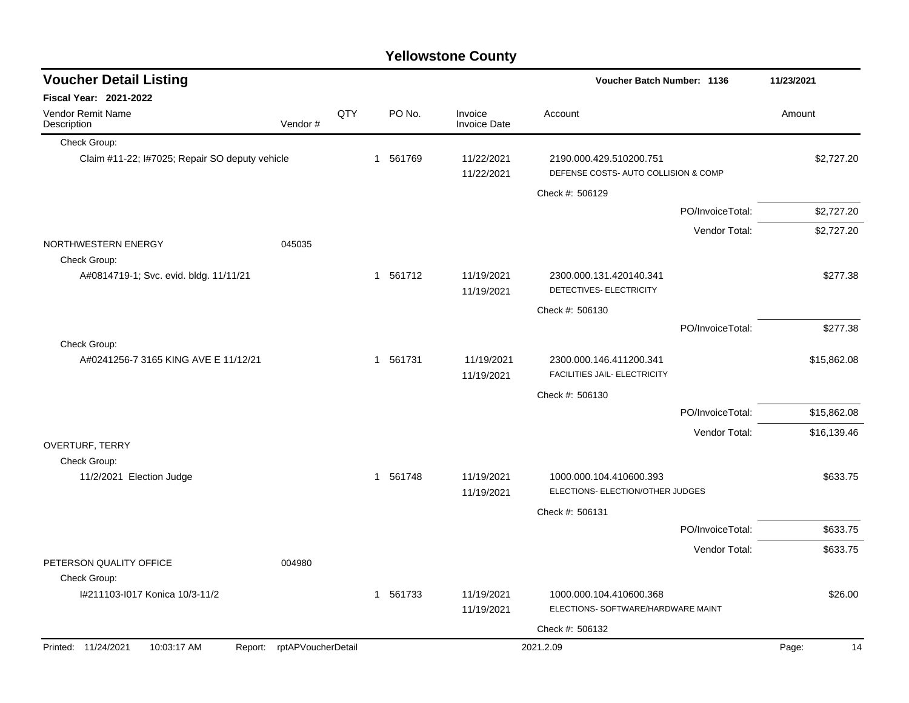# Yellowstone County

## Voucher Detail Listing

**Voucher Batch Number: 1136** — 11/23/2021

**Fiscal Year: 2021-2022**

| Vendor Remit Name / Description | Vendor # | QTY | PO No. | Invoice / Invoice Date | Account | Amount |
|---|---|---|---|---|---|---|
| Check Group: | | | | | | |
| Claim #11-22; I#7025; Repair SO deputy vehicle | | 1 | 561769 | 11/22/2021<br>11/22/2021 | 2190.000.429.510200.751<br>DEFENSE COSTS- AUTO COLLISION & COMP | $2,727.20 |
| | | | | | Check #: 506129 | |
| | | | | | PO/InvoiceTotal: | $2,727.20 |
| | | | | | Vendor Total: | $2,727.20 |
| NORTHWESTERN ENERGY | 045035 | | | | | |
| Check Group: | | | | | | |
| A#0814719-1; Svc. evid. bldg. 11/11/21 | | 1 | 561712 | 11/19/2021<br>11/19/2021 | 2300.000.131.420140.341<br>DETECTIVES- ELECTRICITY | $277.38 |
| | | | | | Check #: 506130 | |
| | | | | | PO/InvoiceTotal: | $277.38 |
| Check Group: | | | | | | |
| A#0241256-7 3165 KING AVE E 11/12/21 | | 1 | 561731 | 11/19/2021<br>11/19/2021 | 2300.000.146.411200.341<br>FACILITIES JAIL- ELECTRICITY | $15,862.08 |
| | | | | | Check #: 506130 | |
| | | | | | PO/InvoiceTotal: | $15,862.08 |
| | | | | | Vendor Total: | $16,139.46 |
| OVERTURF, TERRY | | | | | | |
| Check Group: | | | | | | |
| 11/2/2021 Election Judge | | 1 | 561748 | 11/19/2021<br>11/19/2021 | 1000.000.104.410600.393<br>ELECTIONS- ELECTION/OTHER JUDGES | $633.75 |
| | | | | | Check #: 506131 | |
| | | | | | PO/InvoiceTotal: | $633.75 |
| | | | | | Vendor Total: | $633.75 |
| PETERSON QUALITY OFFICE | 004980 | | | | | |
| Check Group: | | | | | | |
| I#211103-I017 Konica 10/3-11/2 | | 1 | 561733 | 11/19/2021<br>11/19/2021 | 1000.000.104.410600.368<br>ELECTIONS- SOFTWARE/HARDWARE MAINT | $26.00 |
| | | | | | Check #: 506132 | |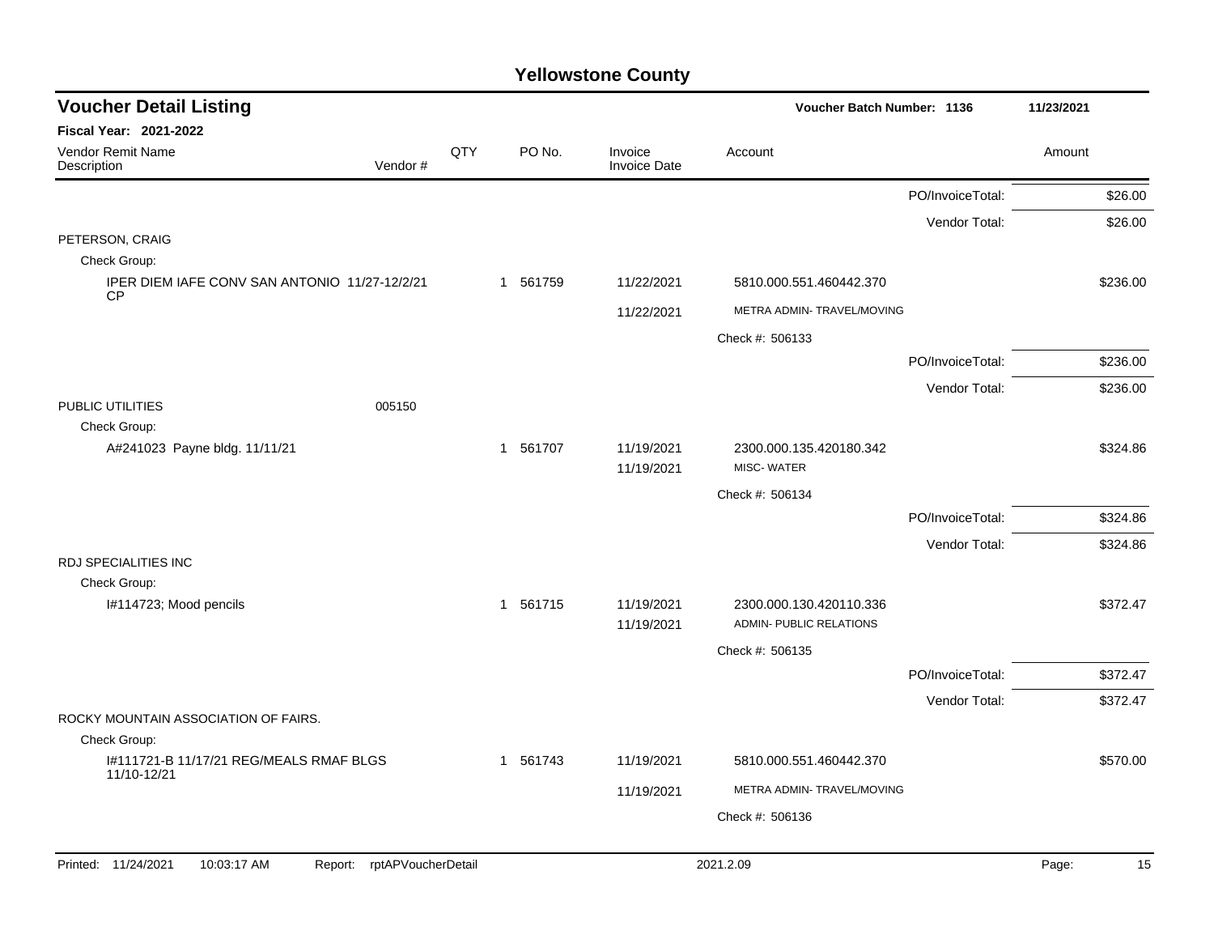# Yellowstone County

## Voucher Detail Listing

**Voucher Batch Number: 1136** | **11/23/2021**

**Fiscal Year: 2021-2022**

| Vendor Remit Name / Description | Vendor # | QTY | PO No. | Invoice / Invoice Date | Account | | Amount |
|---|---|---|---|---|---|---|---|
| | | | | | | PO/InvoiceTotal: | $26.00 |
| | | | | | | Vendor Total: | $26.00 |
| PETERSON, CRAIG | | | | | | | |
| Check Group: | | | | | | | |
| IPER DIEM IAFE CONV SAN ANTONIO 11/27-12/2/21 CP | | 1 | 561759 | 11/22/2021 | 5810.000.551.460442.370 | | $236.00 |
| | | | | 11/22/2021 | METRA ADMIN- TRAVEL/MOVING | | |
| | | | | | Check #: 506133 | | |
| | | | | | | PO/InvoiceTotal: | $236.00 |
| | | | | | | Vendor Total: | $236.00 |
| PUBLIC UTILITIES | 005150 | | | | | | |
| Check Group: | | | | | | | |
| A#241023 Payne bldg. 11/11/21 | | 1 | 561707 | 11/19/2021 | 2300.000.135.420180.342 | | $324.86 |
| | | | | 11/19/2021 | MISC- WATER | | |
| | | | | | Check #: 506134 | | |
| | | | | | | PO/InvoiceTotal: | $324.86 |
| | | | | | | Vendor Total: | $324.86 |
| RDJ SPECIALITIES INC | | | | | | | |
| Check Group: | | | | | | | |
| I#114723; Mood pencils | | 1 | 561715 | 11/19/2021 | 2300.000.130.420110.336 | | $372.47 |
| | | | | 11/19/2021 | ADMIN- PUBLIC RELATIONS | | |
| | | | | | Check #: 506135 | | |
| | | | | | | PO/InvoiceTotal: | $372.47 |
| | | | | | | Vendor Total: | $372.47 |
| ROCKY MOUNTAIN ASSOCIATION OF FAIRS. | | | | | | | |
| Check Group: | | | | | | | |
| I#111721-B 11/17/21 REG/MEALS RMAF BLGS 11/10-12/21 | | 1 | 561743 | 11/19/2021 | 5810.000.551.460442.370 | | $570.00 |
| | | | | 11/19/2021 | METRA ADMIN- TRAVEL/MOVING | | |
| | | | | | Check #: 506136 | | |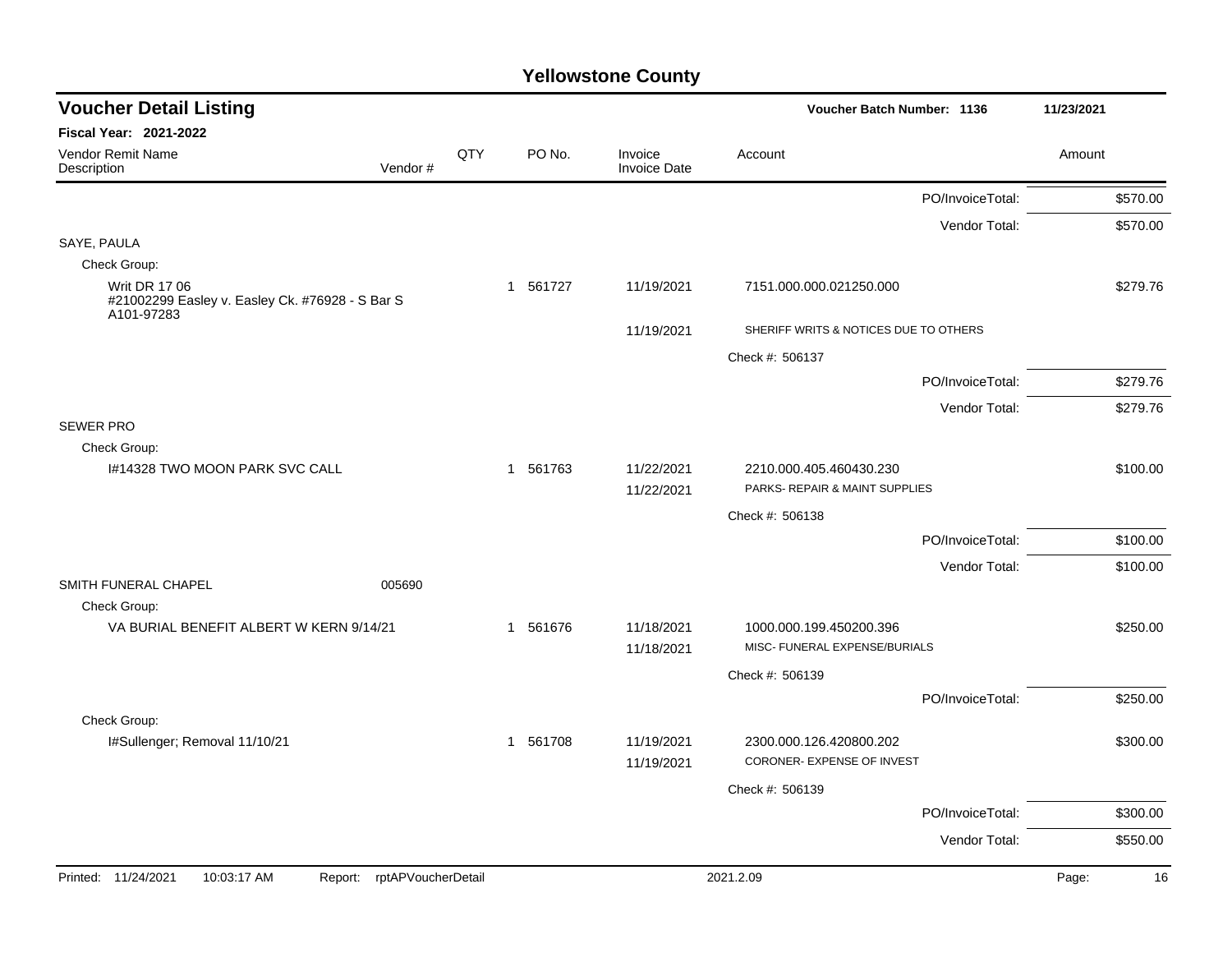# Yellowstone County

## Voucher Detail Listing

**Voucher Batch Number: 1136** | 11/23/2021

**Fiscal Year: 2021-2022**

| Vendor Remit Name / Description | Vendor # | QTY | PO No. | Invoice / Invoice Date | Account | Amount |
|---|---|---|---|---|---|---|
| | | | | | PO/InvoiceTotal: | $570.00 |
| | | | | | Vendor Total: | $570.00 |
| SAYE, PAULA | | | | | | |
| Check Group: | | | | | | |
| Writ DR 17 06 #21002299 Easley v. Easley Ck. #76928 - S Bar S A101-97283 | | 1 | 561727 | 11/19/2021 | 7151.000.000.021250.000 | $279.76 |
| | | | | 11/19/2021 | SHERIFF WRITS & NOTICES DUE TO OTHERS | |
| | | | | | Check #: 506137 | |
| | | | | | PO/InvoiceTotal: | $279.76 |
| | | | | | Vendor Total: | $279.76 |
| SEWER PRO | | | | | | |
| Check Group: | | | | | | |
| I#14328 TWO MOON PARK SVC CALL | | 1 | 561763 | 11/22/2021 | 2210.000.405.460430.230 | $100.00 |
| | | | | 11/22/2021 | PARKS- REPAIR & MAINT SUPPLIES | |
| | | | | | Check #: 506138 | |
| | | | | | PO/InvoiceTotal: | $100.00 |
| | | | | | Vendor Total: | $100.00 |
| SMITH FUNERAL CHAPEL | 005690 | | | | | |
| Check Group: | | | | | | |
| VA BURIAL BENEFIT ALBERT W KERN 9/14/21 | | 1 | 561676 | 11/18/2021 | 1000.000.199.450200.396 | $250.00 |
| | | | | 11/18/2021 | MISC- FUNERAL EXPENSE/BURIALS | |
| | | | | | Check #: 506139 | |
| | | | | | PO/InvoiceTotal: | $250.00 |
| Check Group: | | | | | | |
| I#Sullenger; Removal 11/10/21 | | 1 | 561708 | 11/19/2021 | 2300.000.126.420800.202 | $300.00 |
| | | | | 11/19/2021 | CORONER- EXPENSE OF INVEST | |
| | | | | | Check #: 506139 | |
| | | | | | PO/InvoiceTotal: | $300.00 |
| | | | | | Vendor Total: | $550.00 |

Printed: 11/24/2021 10:03:17 AM Report: rptAPVoucherDetail 2021.2.09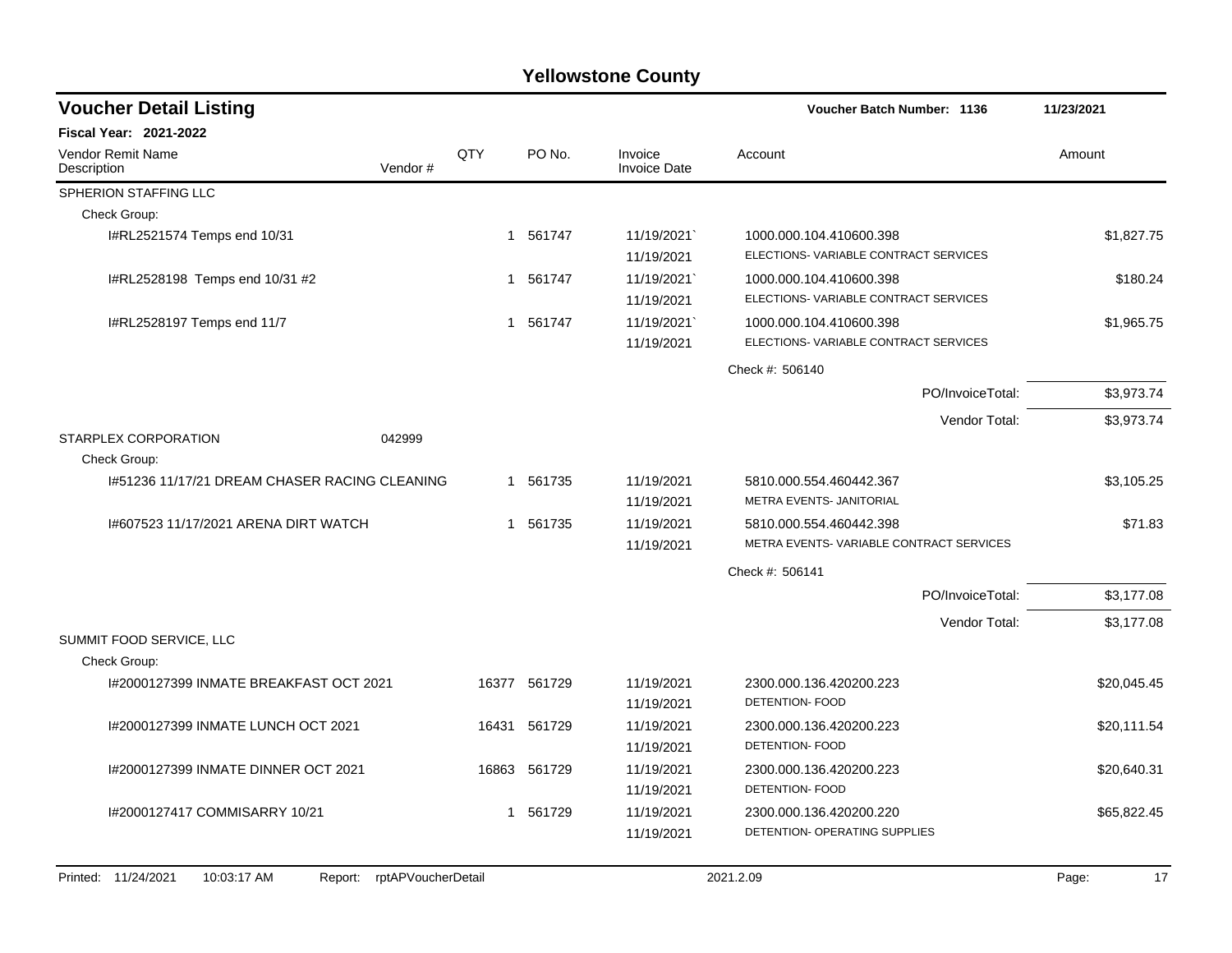# Yellowstone County

## Voucher Detail Listing

**Voucher Batch Number: 1136** 11/23/2021

**Fiscal Year: 2021-2022**

| Vendor Remit Name / Description | Vendor # | QTY | PO No. | Invoice / Invoice Date | Account | Amount |
|---|---|---|---|---|---|---|
| SPHERION STAFFING LLC | | | | | | |
| Check Group: | | | | | | |
| I#RL2521574 Temps end 10/31 | | 1 | 561747 | 11/19/2021` / 11/19/2021 | 1000.000.104.410600.398 ELECTIONS- VARIABLE CONTRACT SERVICES | $1,827.75 |
| I#RL2528198 Temps end 10/31 #2 | | 1 | 561747 | 11/19/2021` / 11/19/2021 | 1000.000.104.410600.398 ELECTIONS- VARIABLE CONTRACT SERVICES | $180.24 |
| I#RL2528197 Temps end 11/7 | | 1 | 561747 | 11/19/2021` / 11/19/2021 | 1000.000.104.410600.398 ELECTIONS- VARIABLE CONTRACT SERVICES | $1,965.75 |
| | | | | | Check #: 506140 | |
| | | | | | PO/InvoiceTotal: | $3,973.74 |
| | | | | | Vendor Total: | $3,973.74 |
| STARPLEX CORPORATION | 042999 | | | | | |
| Check Group: | | | | | | |
| I#51236 11/17/21 DREAM CHASER RACING CLEANING | | 1 | 561735 | 11/19/2021 / 11/19/2021 | 5810.000.554.460442.367 METRA EVENTS- JANITORIAL | $3,105.25 |
| I#607523 11/17/2021 ARENA DIRT WATCH | | 1 | 561735 | 11/19/2021 / 11/19/2021 | 5810.000.554.460442.398 METRA EVENTS- VARIABLE CONTRACT SERVICES | $71.83 |
| | | | | | Check #: 506141 | |
| | | | | | PO/InvoiceTotal: | $3,177.08 |
| | | | | | Vendor Total: | $3,177.08 |
| SUMMIT FOOD SERVICE, LLC | | | | | | |
| Check Group: | | | | | | |
| I#2000127399 INMATE BREAKFAST OCT 2021 | | 16377 | 561729 | 11/19/2021 / 11/19/2021 | 2300.000.136.420200.223 DETENTION- FOOD | $20,045.45 |
| I#2000127399 INMATE LUNCH OCT 2021 | | 16431 | 561729 | 11/19/2021 / 11/19/2021 | 2300.000.136.420200.223 DETENTION- FOOD | $20,111.54 |
| I#2000127399 INMATE DINNER OCT 2021 | | 16863 | 561729 | 11/19/2021 / 11/19/2021 | 2300.000.136.420200.223 DETENTION- FOOD | $20,640.31 |
| I#2000127417 COMMISARRY 10/21 | | 1 | 561729 | 11/19/2021 / 11/19/2021 | 2300.000.136.420200.220 DETENTION- OPERATING SUPPLIES | $65,822.45 |

Printed: 11/24/2021 10:03:17 AM Report: rptAPVoucherDetail 2021.2.09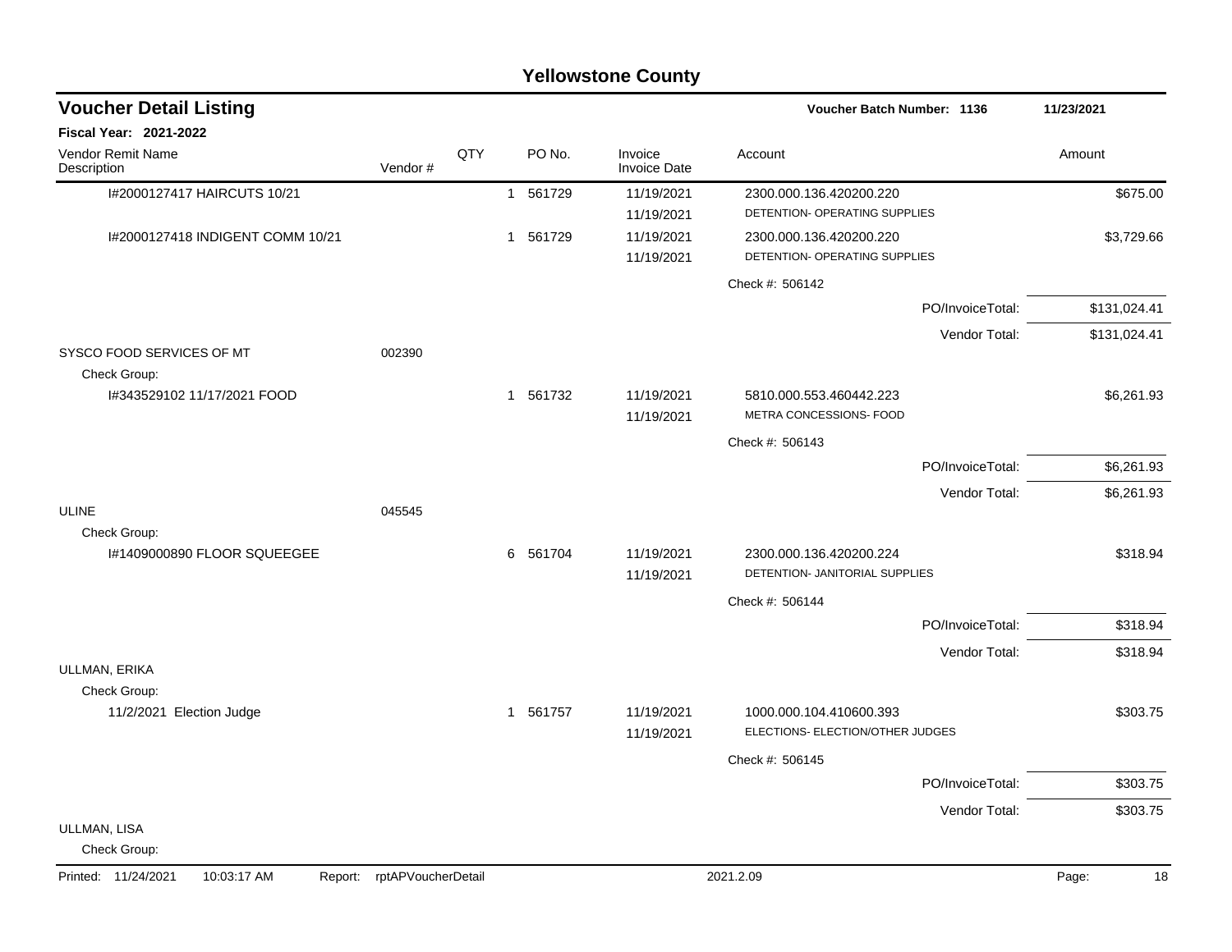# Yellowstone County

## Voucher Detail Listing

**Voucher Batch Number: 1136** — 11/23/2021

**Fiscal Year: 2021-2022**

| Vendor Remit Name / Description | Vendor # | QTY | PO No. | Invoice / Invoice Date | Account | Amount |
|---|---|---|---|---|---|---|
| I#2000127417 HAIRCUTS 10/21 | | 1 | 561729 | 11/19/2021<br>11/19/2021 | 2300.000.136.420200.220<br>DETENTION- OPERATING SUPPLIES | $675.00 |
| I#2000127418 INDIGENT COMM 10/21 | | 1 | 561729 | 11/19/2021<br>11/19/2021 | 2300.000.136.420200.220<br>DETENTION- OPERATING SUPPLIES | $3,729.66 |
| | | | | | Check #: 506142 | |
| | | | | | PO/InvoiceTotal: | $131,024.41 |
| | | | | | Vendor Total: | $131,024.41 |
| SYSCO FOOD SERVICES OF MT | 002390 | | | | | |
| Check Group: | | | | | | |
| I#343529102 11/17/2021 FOOD | | 1 | 561732 | 11/19/2021<br>11/19/2021 | 5810.000.553.460442.223<br>METRA CONCESSIONS- FOOD | $6,261.93 |
| | | | | | Check #: 506143 | |
| | | | | | PO/InvoiceTotal: | $6,261.93 |
| | | | | | Vendor Total: | $6,261.93 |
| ULINE | 045545 | | | | | |
| Check Group: | | | | | | |
| I#1409000890 FLOOR SQUEEGEE | | 6 | 561704 | 11/19/2021<br>11/19/2021 | 2300.000.136.420200.224<br>DETENTION- JANITORIAL SUPPLIES | $318.94 |
| | | | | | Check #: 506144 | |
| | | | | | PO/InvoiceTotal: | $318.94 |
| | | | | | Vendor Total: | $318.94 |
| ULLMAN, ERIKA | | | | | | |
| Check Group: | | | | | | |
| 11/2/2021 Election Judge | | 1 | 561757 | 11/19/2021<br>11/19/2021 | 1000.000.104.410600.393<br>ELECTIONS- ELECTION/OTHER JUDGES | $303.75 |
| | | | | | Check #: 506145 | |
| | | | | | PO/InvoiceTotal: | $303.75 |
| | | | | | Vendor Total: | $303.75 |
| ULLMAN, LISA | | | | | | |
| Check Group: | | | | | | |

Printed: 11/24/2021 10:03:17 AM Report: rptAPVoucherDetail 2021.2.09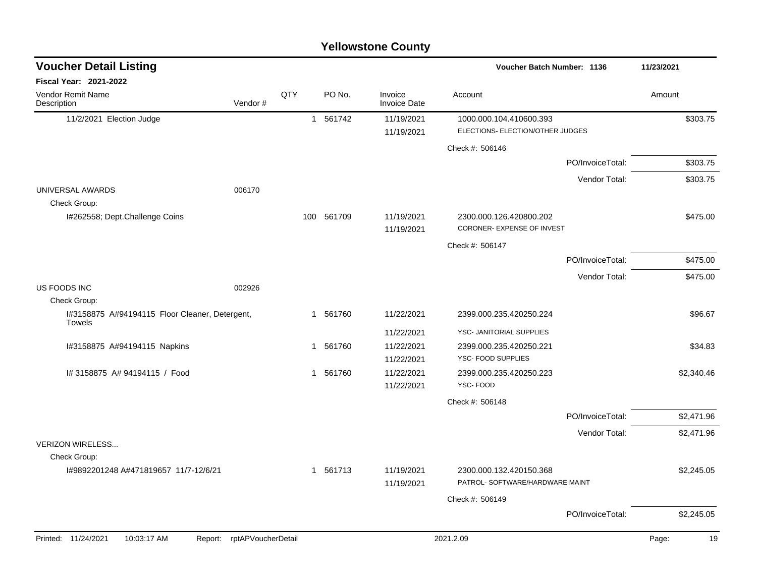# Yellowstone County

## Voucher Detail Listing

**Voucher Batch Number: 1136** — 11/23/2021

**Fiscal Year: 2021-2022**

| Vendor Remit Name / Description | Vendor # | QTY | PO No. | Invoice / Invoice Date | Account | Amount |
|---|---|---|---|---|---|---|
| 11/2/2021 Election Judge | | 1 | 561742 | 11/19/2021 | 1000.000.104.410600.393 | $303.75 |
| | | | | 11/19/2021 | ELECTIONS- ELECTION/OTHER JUDGES | |
| | | | | | Check #: 506146 | |
| | | | | | PO/InvoiceTotal: | $303.75 |
| | | | | | Vendor Total: | $303.75 |
| UNIVERSAL AWARDS | 006170 | | | | | |
| Check Group: | | | | | | |
| I#262558; Dept.Challenge Coins | | 100 | 561709 | 11/19/2021 | 2300.000.126.420800.202 | $475.00 |
| | | | | 11/19/2021 | CORONER- EXPENSE OF INVEST | |
| | | | | | Check #: 506147 | |
| | | | | | PO/InvoiceTotal: | $475.00 |
| | | | | | Vendor Total: | $475.00 |
| US FOODS INC | 002926 | | | | | |
| Check Group: | | | | | | |
| I#3158875 A#94194115 Floor Cleaner, Detergent, Towels | | 1 | 561760 | 11/22/2021 | 2399.000.235.420250.224 | $96.67 |
| | | | | 11/22/2021 | YSC- JANITORIAL SUPPLIES | |
| I#3158875 A#94194115 Napkins | | 1 | 561760 | 11/22/2021 | 2399.000.235.420250.221 | $34.83 |
| | | | | 11/22/2021 | YSC- FOOD SUPPLIES | |
| I# 3158875 A# 94194115 / Food | | 1 | 561760 | 11/22/2021 | 2399.000.235.420250.223 | $2,340.46 |
| | | | | 11/22/2021 | YSC- FOOD | |
| | | | | | Check #: 506148 | |
| | | | | | PO/InvoiceTotal: | $2,471.96 |
| | | | | | Vendor Total: | $2,471.96 |
| VERIZON WIRELESS... | | | | | | |
| Check Group: | | | | | | |
| I#9892201248 A#471819657 11/7-12/6/21 | | 1 | 561713 | 11/19/2021 | 2300.000.132.420150.368 | $2,245.05 |
| | | | | 11/19/2021 | PATROL- SOFTWARE/HARDWARE MAINT | |
| | | | | | Check #: 506149 | |
| | | | | | PO/InvoiceTotal: | $2,245.05 |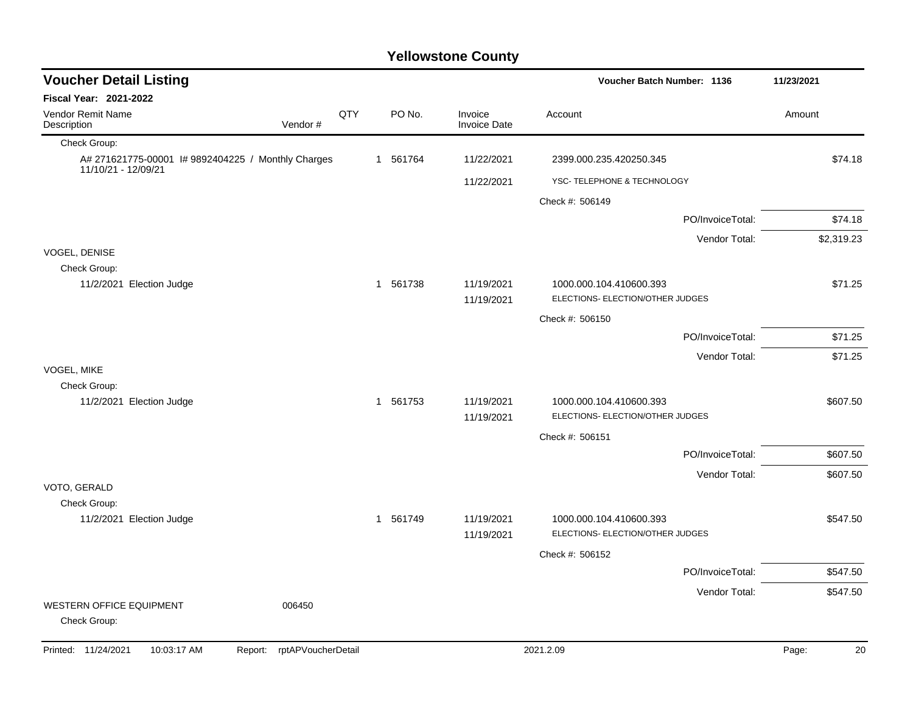# Yellowstone County

## Voucher Detail Listing

**Voucher Batch Number: 1136** — 11/23/2021

**Fiscal Year: 2021-2022**

| Vendor Remit Name / Description | Vendor # | QTY | PO No. | Invoice / Invoice Date | Account | Amount |
|---|---|---|---|---|---|---|
| Check Group: | | | | | | |
| A# 271621775-00001 I# 9892404225 / Monthly Charges 11/10/21 - 12/09/21 | | 1 | 561764 | 11/22/2021 | 2399.000.235.420250.345 | $74.18 |
| | | | | 11/22/2021 | YSC- TELEPHONE & TECHNOLOGY | |
| | | | | | Check #: 506149 | |
| | | | | | PO/InvoiceTotal: | $74.18 |
| | | | | | Vendor Total: | $2,319.23 |
| VOGEL, DENISE | | | | | | |
| Check Group: | | | | | | |
| 11/2/2021 Election Judge | | 1 | 561738 | 11/19/2021 | 1000.000.104.410600.393 | $71.25 |
| | | | | 11/19/2021 | ELECTIONS- ELECTION/OTHER JUDGES | |
| | | | | | Check #: 506150 | |
| | | | | | PO/InvoiceTotal: | $71.25 |
| | | | | | Vendor Total: | $71.25 |
| VOGEL, MIKE | | | | | | |
| Check Group: | | | | | | |
| 11/2/2021 Election Judge | | 1 | 561753 | 11/19/2021 | 1000.000.104.410600.393 | $607.50 |
| | | | | 11/19/2021 | ELECTIONS- ELECTION/OTHER JUDGES | |
| | | | | | Check #: 506151 | |
| | | | | | PO/InvoiceTotal: | $607.50 |
| | | | | | Vendor Total: | $607.50 |
| VOTO, GERALD | | | | | | |
| Check Group: | | | | | | |
| 11/2/2021 Election Judge | | 1 | 561749 | 11/19/2021 | 1000.000.104.410600.393 | $547.50 |
| | | | | 11/19/2021 | ELECTIONS- ELECTION/OTHER JUDGES | |
| | | | | | Check #: 506152 | |
| | | | | | PO/InvoiceTotal: | $547.50 |
| | | | | | Vendor Total: | $547.50 |
| WESTERN OFFICE EQUIPMENT | 006450 | | | | | |
| Check Group: | | | | | | |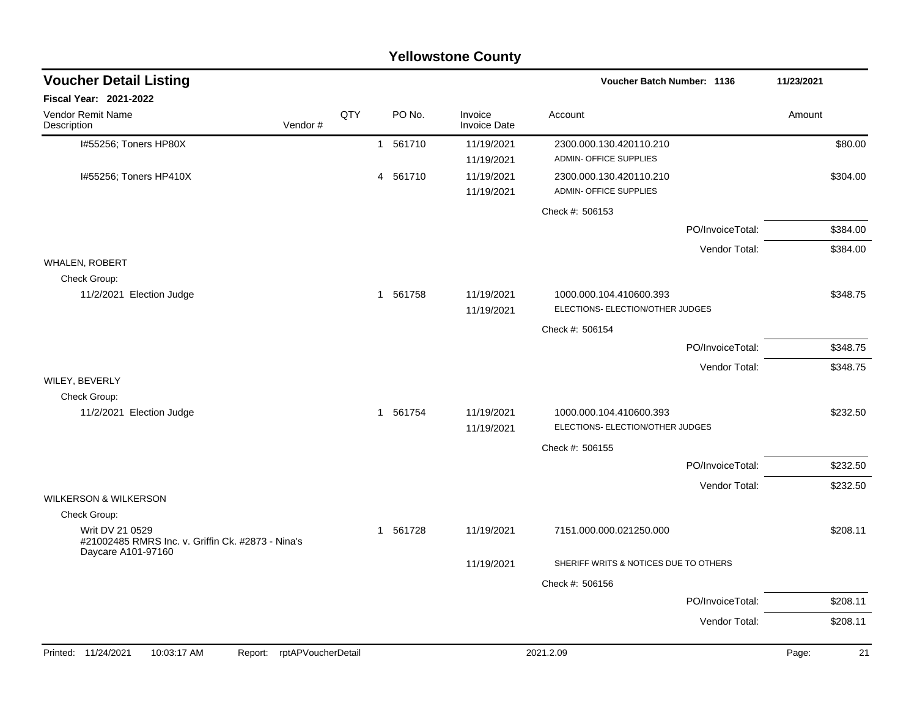# Yellowstone County

## Voucher Detail Listing

**Voucher Batch Number: 1136** — 11/23/2021

**Fiscal Year: 2021-2022**

| Vendor Remit Name / Description | Vendor # | QTY | PO No. | Invoice / Invoice Date | Account | Amount |
|---|---|---|---|---|---|---|
| I#55256; Toners HP80X | | 1 | 561710 | 11/19/2021 | 2300.000.130.420110.210 | $80.00 |
| | | | | 11/19/2021 | ADMIN- OFFICE SUPPLIES | |
| I#55256; Toners HP410X | | 4 | 561710 | 11/19/2021 | 2300.000.130.420110.210 | $304.00 |
| | | | | 11/19/2021 | ADMIN- OFFICE SUPPLIES | |
| | | | | | Check #: 506153 | |
| | | | | | PO/InvoiceTotal: | $384.00 |
| | | | | | Vendor Total: | $384.00 |
| WHALEN, ROBERT | | | | | | |
| Check Group: | | | | | | |
| 11/2/2021 Election Judge | | 1 | 561758 | 11/19/2021 | 1000.000.104.410600.393 | $348.75 |
| | | | | 11/19/2021 | ELECTIONS- ELECTION/OTHER JUDGES | |
| | | | | | Check #: 506154 | |
| | | | | | PO/InvoiceTotal: | $348.75 |
| | | | | | Vendor Total: | $348.75 |
| WILEY, BEVERLY | | | | | | |
| Check Group: | | | | | | |
| 11/2/2021 Election Judge | | 1 | 561754 | 11/19/2021 | 1000.000.104.410600.393 | $232.50 |
| | | | | 11/19/2021 | ELECTIONS- ELECTION/OTHER JUDGES | |
| | | | | | Check #: 506155 | |
| | | | | | PO/InvoiceTotal: | $232.50 |
| | | | | | Vendor Total: | $232.50 |
| WILKERSON & WILKERSON | | | | | | |
| Check Group: | | | | | | |
| Writ DV 21 0529 #21002485 RMRS Inc. v. Griffin Ck. #2873 - Nina's Daycare A101-97160 | | 1 | 561728 | 11/19/2021 | 7151.000.000.021250.000 | $208.11 |
| | | | | 11/19/2021 | SHERIFF WRITS & NOTICES DUE TO OTHERS | |
| | | | | | Check #: 506156 | |
| | | | | | PO/InvoiceTotal: | $208.11 |
| | | | | | Vendor Total: | $208.11 |

Printed: 11/24/2021 10:03:17 AM Report: rptAPVoucherDetail 2021.2.09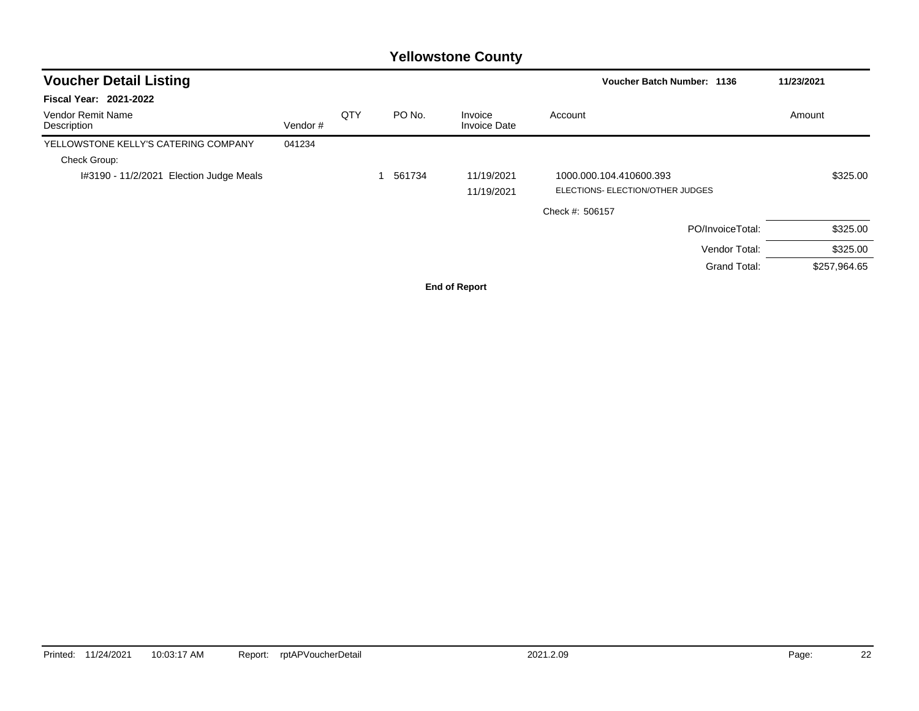# Yellowstone County

## Voucher Detail Listing

**Voucher Batch Number: 1136** **11/23/2021**

**Fiscal Year: 2021-2022**

| Vendor Remit Name / Description | Vendor # | QTY | PO No. | Invoice / Invoice Date | Account | Amount |
|---|---|---|---|---|---|---|
| YELLOWSTONE KELLY'S CATERING COMPANY | 041234 | | | | | |
| Check Group: | | | | | | |
| I#3190 - 11/2/2021 Election Judge Meals | | 1 | 561734 | 11/19/2021 | 1000.000.104.410600.393 | $325.00 |
| | | | | 11/19/2021 | ELECTIONS- ELECTION/OTHER JUDGES | |
| | | | | | Check #: 506157 | |
| | | | | | PO/InvoiceTotal: | $325.00 |
| | | | | | Vendor Total: | $325.00 |
| | | | | | Grand Total: | $257,964.65 |

**End of Report**

Printed: 11/24/2021 10:03:17 AM Report: rptAPVoucherDetail 2021.2.09